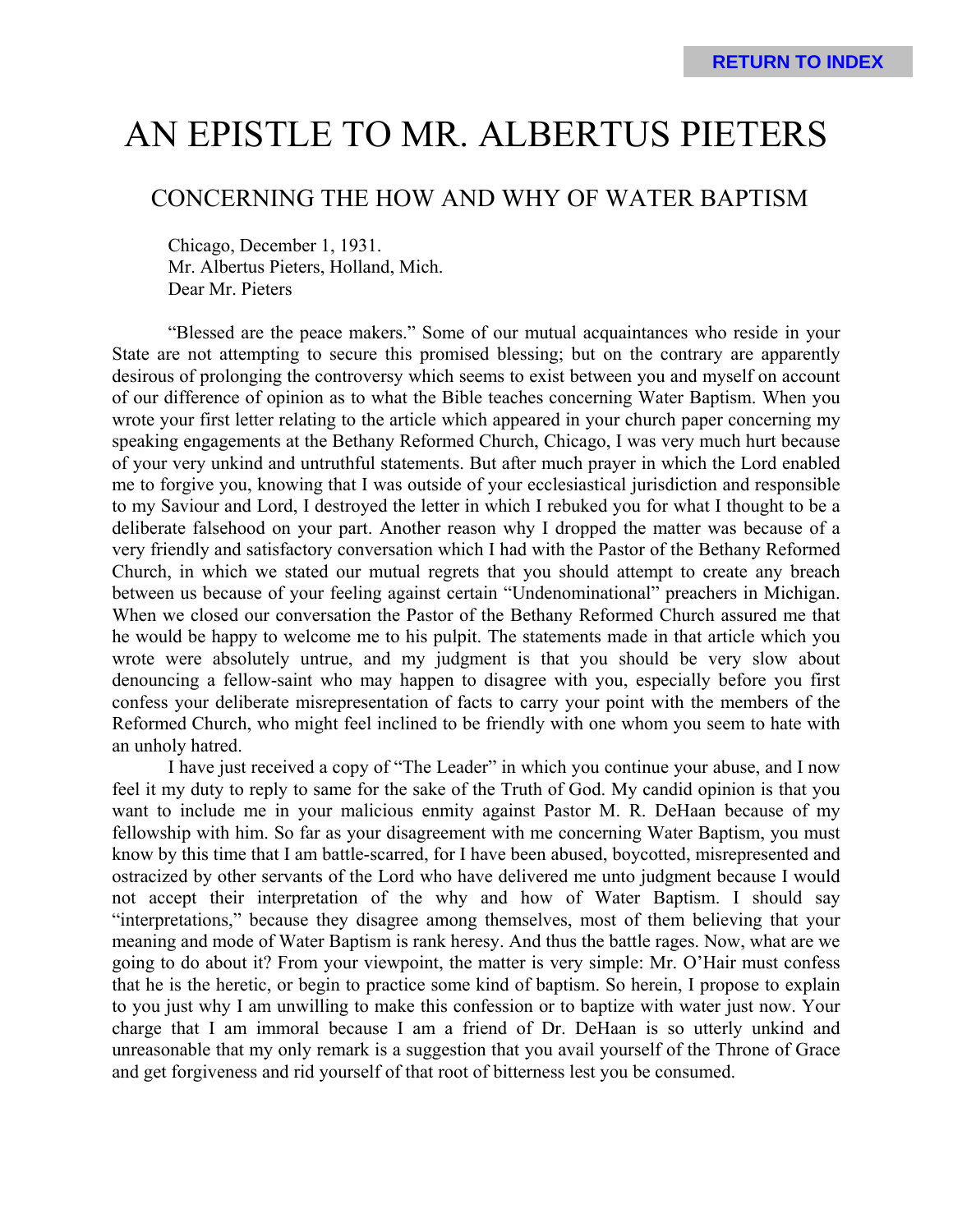# AN EPISTLE TO MR. ALBERTUS PIETERS

## CONCERNING THE HOW AND WHY OF WATER BAPTISM

Chicago, December 1, 1931.
Mr. Albertus Pieters, Holland, Mich.
Dear Mr. Pieters

"Blessed are the peace makers." Some of our mutual acquaintances who reside in your State are not attempting to secure this promised blessing; but on the contrary are apparently desirous of prolonging the controversy which seems to exist between you and myself on account of our difference of opinion as to what the Bible teaches concerning Water Baptism. When you wrote your first letter relating to the article which appeared in your church paper concerning my speaking engagements at the Bethany Reformed Church, Chicago, I was very much hurt because of your very unkind and untruthful statements. But after much prayer in which the Lord enabled me to forgive you, knowing that I was outside of your ecclesiastical jurisdiction and responsible to my Saviour and Lord, I destroyed the letter in which I rebuked you for what I thought to be a deliberate falsehood on your part. Another reason why I dropped the matter was because of a very friendly and satisfactory conversation which I had with the Pastor of the Bethany Reformed Church, in which we stated our mutual regrets that you should attempt to create any breach between us because of your feeling against certain "Undenominational" preachers in Michigan. When we closed our conversation the Pastor of the Bethany Reformed Church assured me that he would be happy to welcome me to his pulpit. The statements made in that article which you wrote were absolutely untrue, and my judgment is that you should be very slow about denouncing a fellow-saint who may happen to disagree with you, especially before you first confess your deliberate misrepresentation of facts to carry your point with the members of the Reformed Church, who might feel inclined to be friendly with one whom you seem to hate with an unholy hatred.

I have just received a copy of "The Leader" in which you continue your abuse, and I now feel it my duty to reply to same for the sake of the Truth of God. My candid opinion is that you want to include me in your malicious enmity against Pastor M. R. DeHaan because of my fellowship with him. So far as your disagreement with me concerning Water Baptism, you must know by this time that I am battle-scarred, for I have been abused, boycotted, misrepresented and ostracized by other servants of the Lord who have delivered me unto judgment because I would not accept their interpretation of the why and how of Water Baptism. I should say "interpretations," because they disagree among themselves, most of them believing that your meaning and mode of Water Baptism is rank heresy. And thus the battle rages. Now, what are we going to do about it? From your viewpoint, the matter is very simple: Mr. O'Hair must confess that he is the heretic, or begin to practice some kind of baptism. So herein, I propose to explain to you just why I am unwilling to make this confession or to baptize with water just now. Your charge that I am immoral because I am a friend of Dr. DeHaan is so utterly unkind and unreasonable that my only remark is a suggestion that you avail yourself of the Throne of Grace and get forgiveness and rid yourself of that root of bitterness lest you be consumed.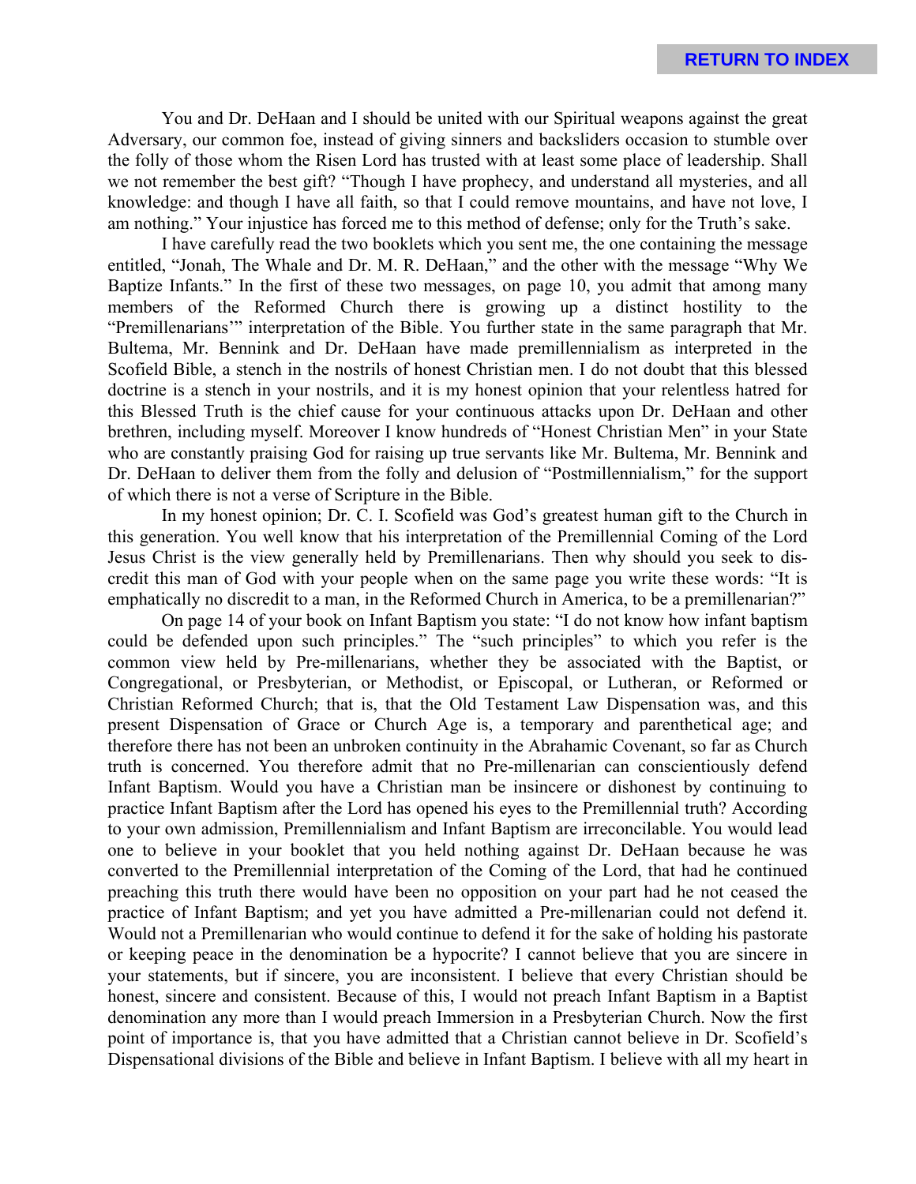You and Dr. DeHaan and I should be united with our Spiritual weapons against the great Adversary, our common foe, instead of giving sinners and backsliders occasion to stumble over the folly of those whom the Risen Lord has trusted with at least some place of leadership. Shall we not remember the best gift? "Though I have prophecy, and understand all mysteries, and all knowledge: and though I have all faith, so that I could remove mountains, and have not love, I am nothing." Your injustice has forced me to this method of defense; only for the Truth's sake.

I have carefully read the two booklets which you sent me, the one containing the message entitled, "Jonah, The Whale and Dr. M. R. DeHaan," and the other with the message "Why We Baptize Infants." In the first of these two messages, on page 10, you admit that among many members of the Reformed Church there is growing up a distinct hostility to the "Premillenarians'" interpretation of the Bible. You further state in the same paragraph that Mr. Bultema, Mr. Bennink and Dr. DeHaan have made premillennialism as interpreted in the Scofield Bible, a stench in the nostrils of honest Christian men. I do not doubt that this blessed doctrine is a stench in your nostrils, and it is my honest opinion that your relentless hatred for this Blessed Truth is the chief cause for your continuous attacks upon Dr. DeHaan and other brethren, including myself. Moreover I know hundreds of "Honest Christian Men" in your State who are constantly praising God for raising up true servants like Mr. Bultema, Mr. Bennink and Dr. DeHaan to deliver them from the folly and delusion of "Postmillennialism," for the support of which there is not a verse of Scripture in the Bible.

In my honest opinion; Dr. C. I. Scofield was God's greatest human gift to the Church in this generation. You well know that his interpretation of the Premillennial Coming of the Lord Jesus Christ is the view generally held by Premillenarians. Then why should you seek to discredit this man of God with your people when on the same page you write these words: "It is emphatically no discredit to a man, in the Reformed Church in America, to be a premillenarian?"

On page 14 of your book on Infant Baptism you state: "I do not know how infant baptism could be defended upon such principles." The "such principles" to which you refer is the common view held by Pre-millenarians, whether they be associated with the Baptist, or Congregational, or Presbyterian, or Methodist, or Episcopal, or Lutheran, or Reformed or Christian Reformed Church; that is, that the Old Testament Law Dispensation was, and this present Dispensation of Grace or Church Age is, a temporary and parenthetical age; and therefore there has not been an unbroken continuity in the Abrahamic Covenant, so far as Church truth is concerned. You therefore admit that no Pre-millenarian can conscientiously defend Infant Baptism. Would you have a Christian man be insincere or dishonest by continuing to practice Infant Baptism after the Lord has opened his eyes to the Premillennial truth? According to your own admission, Premillennialism and Infant Baptism are irreconcilable. You would lead one to believe in your booklet that you held nothing against Dr. DeHaan because he was converted to the Premillennial interpretation of the Coming of the Lord, that had he continued preaching this truth there would have been no opposition on your part had he not ceased the practice of Infant Baptism; and yet you have admitted a Pre-millenarian could not defend it. Would not a Premillenarian who would continue to defend it for the sake of holding his pastorate or keeping peace in the denomination be a hypocrite? I cannot believe that you are sincere in your statements, but if sincere, you are inconsistent. I believe that every Christian should be honest, sincere and consistent. Because of this, I would not preach Infant Baptism in a Baptist denomination any more than I would preach Immersion in a Presbyterian Church. Now the first point of importance is, that you have admitted that a Christian cannot believe in Dr. Scofield's Dispensational divisions of the Bible and believe in Infant Baptism. I believe with all my heart in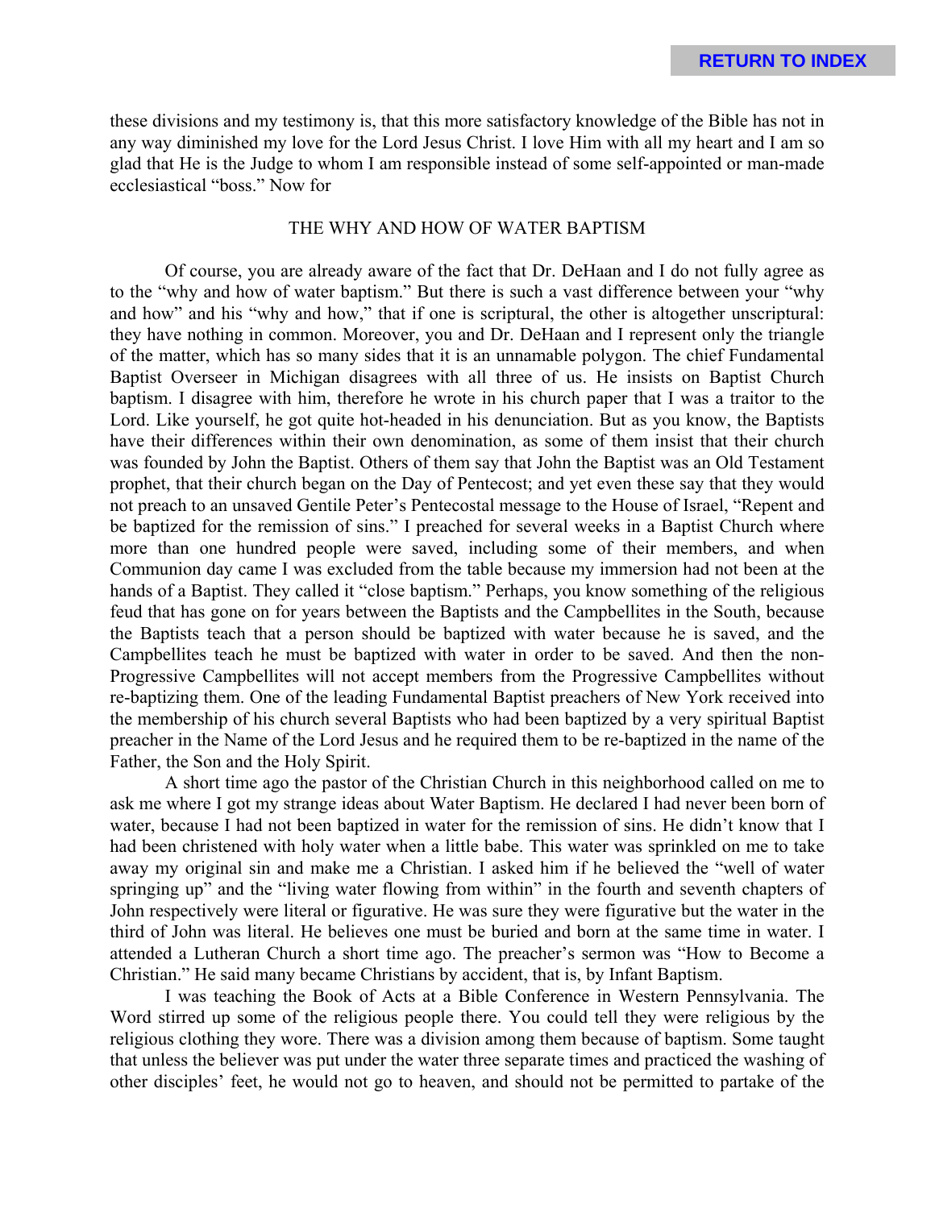these divisions and my testimony is, that this more satisfactory knowledge of the Bible has not in any way diminished my love for the Lord Jesus Christ. I love Him with all my heart and I am so glad that He is the Judge to whom I am responsible instead of some self-appointed or man-made ecclesiastical "boss." Now for

## THE WHY AND HOW OF WATER BAPTISM

Of course, you are already aware of the fact that Dr. DeHaan and I do not fully agree as to the "why and how of water baptism." But there is such a vast difference between your "why and how" and his "why and how," that if one is scriptural, the other is altogether unscriptural: they have nothing in common. Moreover, you and Dr. DeHaan and I represent only the triangle of the matter, which has so many sides that it is an unnamable polygon. The chief Fundamental Baptist Overseer in Michigan disagrees with all three of us. He insists on Baptist Church baptism. I disagree with him, therefore he wrote in his church paper that I was a traitor to the Lord. Like yourself, he got quite hot-headed in his denunciation. But as you know, the Baptists have their differences within their own denomination, as some of them insist that their church was founded by John the Baptist. Others of them say that John the Baptist was an Old Testament prophet, that their church began on the Day of Pentecost; and yet even these say that they would not preach to an unsaved Gentile Peter's Pentecostal message to the House of Israel, "Repent and be baptized for the remission of sins." I preached for several weeks in a Baptist Church where more than one hundred people were saved, including some of their members, and when Communion day came I was excluded from the table because my immersion had not been at the hands of a Baptist. They called it "close baptism." Perhaps, you know something of the religious feud that has gone on for years between the Baptists and the Campbellites in the South, because the Baptists teach that a person should be baptized with water because he is saved, and the Campbellites teach he must be baptized with water in order to be saved. And then the non-Progressive Campbellites will not accept members from the Progressive Campbellites without re-baptizing them. One of the leading Fundamental Baptist preachers of New York received into the membership of his church several Baptists who had been baptized by a very spiritual Baptist preacher in the Name of the Lord Jesus and he required them to be re-baptized in the name of the Father, the Son and the Holy Spirit.

A short time ago the pastor of the Christian Church in this neighborhood called on me to ask me where I got my strange ideas about Water Baptism. He declared I had never been born of water, because I had not been baptized in water for the remission of sins. He didn't know that I had been christened with holy water when a little babe. This water was sprinkled on me to take away my original sin and make me a Christian. I asked him if he believed the "well of water springing up" and the "living water flowing from within" in the fourth and seventh chapters of John respectively were literal or figurative. He was sure they were figurative but the water in the third of John was literal. He believes one must be buried and born at the same time in water. I attended a Lutheran Church a short time ago. The preacher's sermon was "How to Become a Christian." He said many became Christians by accident, that is, by Infant Baptism.

I was teaching the Book of Acts at a Bible Conference in Western Pennsylvania. The Word stirred up some of the religious people there. You could tell they were religious by the religious clothing they wore. There was a division among them because of baptism. Some taught that unless the believer was put under the water three separate times and practiced the washing of other disciples' feet, he would not go to heaven, and should not be permitted to partake of the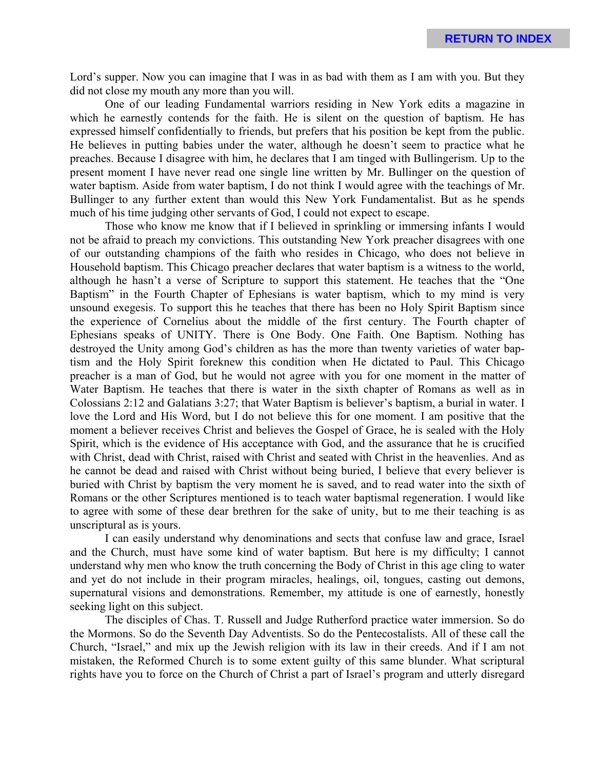Lord's supper. Now you can imagine that I was in as bad with them as I am with you. But they did not close my mouth any more than you will.

One of our leading Fundamental warriors residing in New York edits a magazine in which he earnestly contends for the faith. He is silent on the question of baptism. He has expressed himself confidentially to friends, but prefers that his position be kept from the public. He believes in putting babies under the water, although he doesn't seem to practice what he preaches. Because I disagree with him, he declares that I am tinged with Bullingerism. Up to the present moment I have never read one single line written by Mr. Bullinger on the question of water baptism. Aside from water baptism, I do not think I would agree with the teachings of Mr. Bullinger to any further extent than would this New York Fundamentalist. But as he spends much of his time judging other servants of God, I could not expect to escape.

Those who know me know that if I believed in sprinkling or immersing infants I would not be afraid to preach my convictions. This outstanding New York preacher disagrees with one of our outstanding champions of the faith who resides in Chicago, who does not believe in Household baptism. This Chicago preacher declares that water baptism is a witness to the world, although he hasn't a verse of Scripture to support this statement. He teaches that the "One Baptism" in the Fourth Chapter of Ephesians is water baptism, which to my mind is very unsound exegesis. To support this he teaches that there has been no Holy Spirit Baptism since the experience of Cornelius about the middle of the first century. The Fourth chapter of Ephesians speaks of UNITY. There is One Body. One Faith. One Baptism. Nothing has destroyed the Unity among God's children as has the more than twenty varieties of water baptism and the Holy Spirit foreknew this condition when He dictated to Paul. This Chicago preacher is a man of God, but he would not agree with you for one moment in the matter of Water Baptism. He teaches that there is water in the sixth chapter of Romans as well as in Colossians 2:12 and Galatians 3:27; that Water Baptism is believer's baptism, a burial in water. I love the Lord and His Word, but I do not believe this for one moment. I am positive that the moment a believer receives Christ and believes the Gospel of Grace, he is sealed with the Holy Spirit, which is the evidence of His acceptance with God, and the assurance that he is crucified with Christ, dead with Christ, raised with Christ and seated with Christ in the heavenlies. And as he cannot be dead and raised with Christ without being buried, I believe that every believer is buried with Christ by baptism the very moment he is saved, and to read water into the sixth of Romans or the other Scriptures mentioned is to teach water baptismal regeneration. I would like to agree with some of these dear brethren for the sake of unity, but to me their teaching is as unscriptural as is yours.

I can easily understand why denominations and sects that confuse law and grace, Israel and the Church, must have some kind of water baptism. But here is my difficulty; I cannot understand why men who know the truth concerning the Body of Christ in this age cling to water and yet do not include in their program miracles, healings, oil, tongues, casting out demons, supernatural visions and demonstrations. Remember, my attitude is one of earnestly, honestly seeking light on this subject.

The disciples of Chas. T. Russell and Judge Rutherford practice water immersion. So do the Mormons. So do the Seventh Day Adventists. So do the Pentecostalists. All of these call the Church, "Israel," and mix up the Jewish religion with its law in their creeds. And if I am not mistaken, the Reformed Church is to some extent guilty of this same blunder. What scriptural rights have you to force on the Church of Christ a part of Israel's program and utterly disregard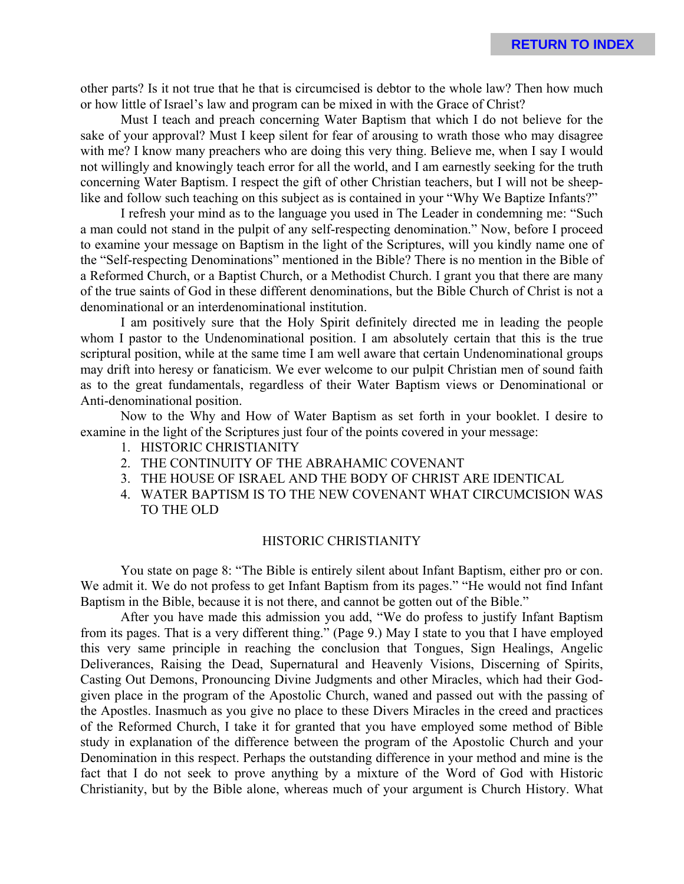other parts? Is it not true that he that is circumcised is debtor to the whole law? Then how much or how little of Israel's law and program can be mixed in with the Grace of Christ?

Must I teach and preach concerning Water Baptism that which I do not believe for the sake of your approval? Must I keep silent for fear of arousing to wrath those who may disagree with me? I know many preachers who are doing this very thing. Believe me, when I say I would not willingly and knowingly teach error for all the world, and I am earnestly seeking for the truth concerning Water Baptism. I respect the gift of other Christian teachers, but I will not be sheep-like and follow such teaching on this subject as is contained in your "Why We Baptize Infants?"

I refresh your mind as to the language you used in The Leader in condemning me: "Such a man could not stand in the pulpit of any self-respecting denomination." Now, before I proceed to examine your message on Baptism in the light of the Scriptures, will you kindly name one of the "Self-respecting Denominations" mentioned in the Bible? There is no mention in the Bible of a Reformed Church, or a Baptist Church, or a Methodist Church. I grant you that there are many of the true saints of God in these different denominations, but the Bible Church of Christ is not a denominational or an interdenominational institution.

I am positively sure that the Holy Spirit definitely directed me in leading the people whom I pastor to the Undenominational position. I am absolutely certain that this is the true scriptural position, while at the same time I am well aware that certain Undenominational groups may drift into heresy or fanaticism. We ever welcome to our pulpit Christian men of sound faith as to the great fundamentals, regardless of their Water Baptism views or Denominational or Anti-denominational position.

Now to the Why and How of Water Baptism as set forth in your booklet. I desire to examine in the light of the Scriptures just four of the points covered in your message:

1. HISTORIC CHRISTIANITY
2. THE CONTINUITY OF THE ABRAHAMIC COVENANT
3. THE HOUSE OF ISRAEL AND THE BODY OF CHRIST ARE IDENTICAL
4. WATER BAPTISM IS TO THE NEW COVENANT WHAT CIRCUMCISION WAS TO THE OLD

## HISTORIC CHRISTIANITY

You state on page 8: "The Bible is entirely silent about Infant Baptism, either pro or con. We admit it. We do not profess to get Infant Baptism from its pages." "He would not find Infant Baptism in the Bible, because it is not there, and cannot be gotten out of the Bible."

After you have made this admission you add, "We do profess to justify Infant Baptism from its pages. That is a very different thing." (Page 9.) May I state to you that I have employed this very same principle in reaching the conclusion that Tongues, Sign Healings, Angelic Deliverances, Raising the Dead, Supernatural and Heavenly Visions, Discerning of Spirits, Casting Out Demons, Pronouncing Divine Judgments and other Miracles, which had their God-given place in the program of the Apostolic Church, waned and passed out with the passing of the Apostles. Inasmuch as you give no place to these Divers Miracles in the creed and practices of the Reformed Church, I take it for granted that you have employed some method of Bible study in explanation of the difference between the program of the Apostolic Church and your Denomination in this respect. Perhaps the outstanding difference in your method and mine is the fact that I do not seek to prove anything by a mixture of the Word of God with Historic Christianity, but by the Bible alone, whereas much of your argument is Church History. What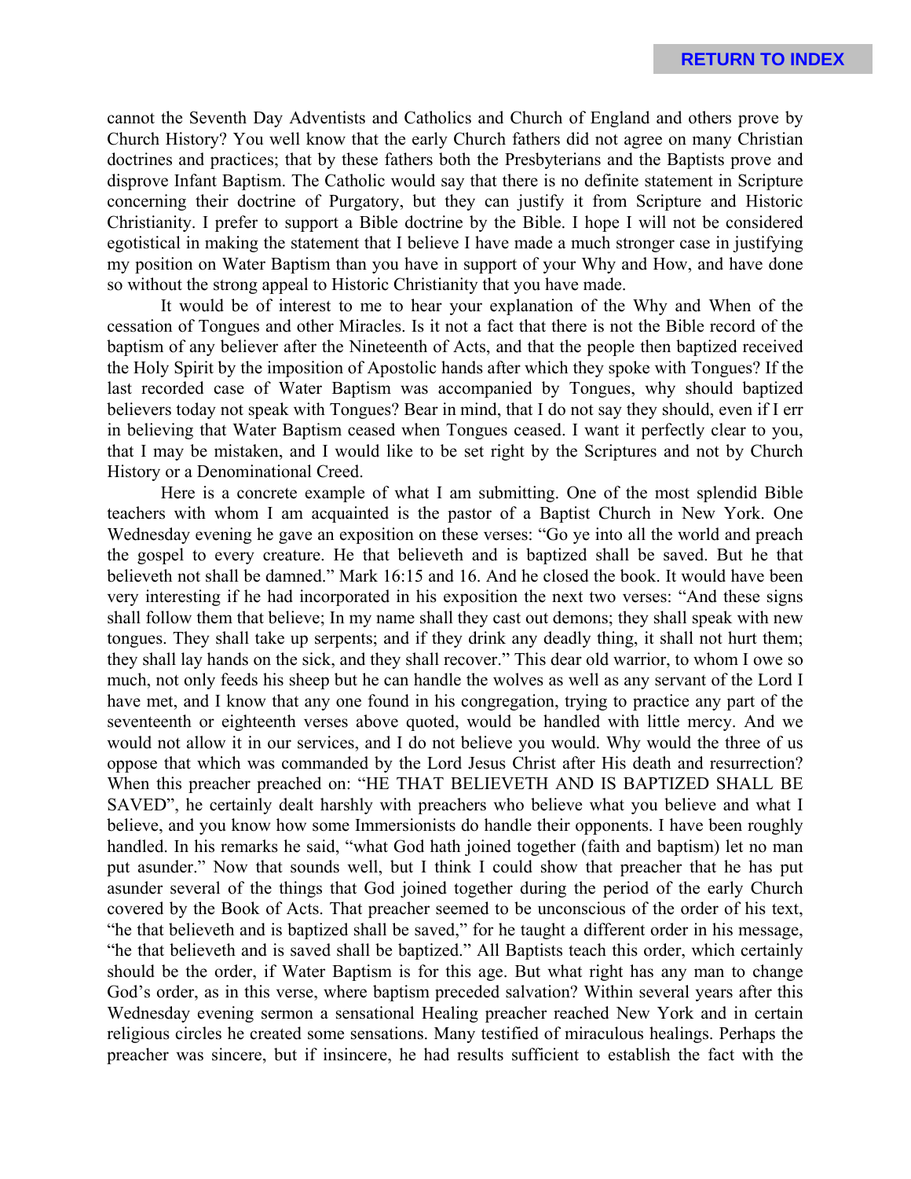cannot the Seventh Day Adventists and Catholics and Church of England and others prove by Church History? You well know that the early Church fathers did not agree on many Christian doctrines and practices; that by these fathers both the Presbyterians and the Baptists prove and disprove Infant Baptism. The Catholic would say that there is no definite statement in Scripture concerning their doctrine of Purgatory, but they can justify it from Scripture and Historic Christianity. I prefer to support a Bible doctrine by the Bible. I hope I will not be considered egotistical in making the statement that I believe I have made a much stronger case in justifying my position on Water Baptism than you have in support of your Why and How, and have done so without the strong appeal to Historic Christianity that you have made.

It would be of interest to me to hear your explanation of the Why and When of the cessation of Tongues and other Miracles. Is it not a fact that there is not the Bible record of the baptism of any believer after the Nineteenth of Acts, and that the people then baptized received the Holy Spirit by the imposition of Apostolic hands after which they spoke with Tongues? If the last recorded case of Water Baptism was accompanied by Tongues, why should baptized believers today not speak with Tongues? Bear in mind, that I do not say they should, even if I err in believing that Water Baptism ceased when Tongues ceased. I want it perfectly clear to you, that I may be mistaken, and I would like to be set right by the Scriptures and not by Church History or a Denominational Creed.

Here is a concrete example of what I am submitting. One of the most splendid Bible teachers with whom I am acquainted is the pastor of a Baptist Church in New York. One Wednesday evening he gave an exposition on these verses: "Go ye into all the world and preach the gospel to every creature. He that believeth and is baptized shall be saved. But he that believeth not shall be damned." Mark 16:15 and 16. And he closed the book. It would have been very interesting if he had incorporated in his exposition the next two verses: "And these signs shall follow them that believe; In my name shall they cast out demons; they shall speak with new tongues. They shall take up serpents; and if they drink any deadly thing, it shall not hurt them; they shall lay hands on the sick, and they shall recover." This dear old warrior, to whom I owe so much, not only feeds his sheep but he can handle the wolves as well as any servant of the Lord I have met, and I know that any one found in his congregation, trying to practice any part of the seventeenth or eighteenth verses above quoted, would be handled with little mercy. And we would not allow it in our services, and I do not believe you would. Why would the three of us oppose that which was commanded by the Lord Jesus Christ after His death and resurrection? When this preacher preached on: "HE THAT BELIEVETH AND IS BAPTIZED SHALL BE SAVED", he certainly dealt harshly with preachers who believe what you believe and what I believe, and you know how some Immersionists do handle their opponents. I have been roughly handled. In his remarks he said, "what God hath joined together (faith and baptism) let no man put asunder." Now that sounds well, but I think I could show that preacher that he has put asunder several of the things that God joined together during the period of the early Church covered by the Book of Acts. That preacher seemed to be unconscious of the order of his text, "he that believeth and is baptized shall be saved," for he taught a different order in his message, "he that believeth and is saved shall be baptized." All Baptists teach this order, which certainly should be the order, if Water Baptism is for this age. But what right has any man to change God's order, as in this verse, where baptism preceded salvation? Within several years after this Wednesday evening sermon a sensational Healing preacher reached New York and in certain religious circles he created some sensations. Many testified of miraculous healings. Perhaps the preacher was sincere, but if insincere, he had results sufficient to establish the fact with the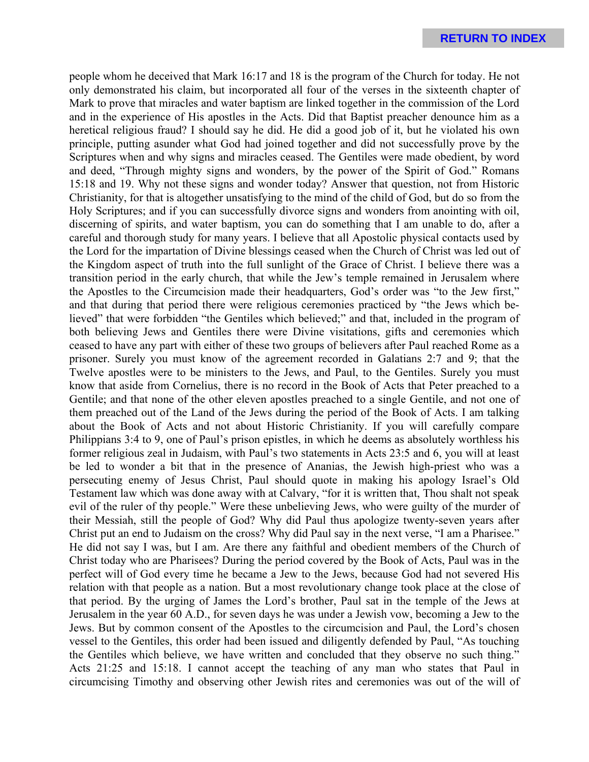people whom he deceived that Mark 16:17 and 18 is the program of the Church for today. He not only demonstrated his claim, but incorporated all four of the verses in the sixteenth chapter of Mark to prove that miracles and water baptism are linked together in the commission of the Lord and in the experience of His apostles in the Acts. Did that Baptist preacher denounce him as a heretical religious fraud? I should say he did. He did a good job of it, but he violated his own principle, putting asunder what God had joined together and did not successfully prove by the Scriptures when and why signs and miracles ceased. The Gentiles were made obedient, by word and deed, "Through mighty signs and wonders, by the power of the Spirit of God." Romans 15:18 and 19. Why not these signs and wonder today? Answer that question, not from Historic Christianity, for that is altogether unsatisfying to the mind of the child of God, but do so from the Holy Scriptures; and if you can successfully divorce signs and wonders from anointing with oil, discerning of spirits, and water baptism, you can do something that I am unable to do, after a careful and thorough study for many years. I believe that all Apostolic physical contacts used by the Lord for the impartation of Divine blessings ceased when the Church of Christ was led out of the Kingdom aspect of truth into the full sunlight of the Grace of Christ. I believe there was a transition period in the early church, that while the Jew's temple remained in Jerusalem where the Apostles to the Circumcision made their headquarters, God's order was "to the Jew first," and that during that period there were religious ceremonies practiced by "the Jews which believed" that were forbidden "the Gentiles which believed;" and that, included in the program of both believing Jews and Gentiles there were Divine visitations, gifts and ceremonies which ceased to have any part with either of these two groups of believers after Paul reached Rome as a prisoner. Surely you must know of the agreement recorded in Galatians 2:7 and 9; that the Twelve apostles were to be ministers to the Jews, and Paul, to the Gentiles. Surely you must know that aside from Cornelius, there is no record in the Book of Acts that Peter preached to a Gentile; and that none of the other eleven apostles preached to a single Gentile, and not one of them preached out of the Land of the Jews during the period of the Book of Acts. I am talking about the Book of Acts and not about Historic Christianity. If you will carefully compare Philippians 3:4 to 9, one of Paul's prison epistles, in which he deems as absolutely worthless his former religious zeal in Judaism, with Paul's two statements in Acts 23:5 and 6, you will at least be led to wonder a bit that in the presence of Ananias, the Jewish high-priest who was a persecuting enemy of Jesus Christ, Paul should quote in making his apology Israel's Old Testament law which was done away with at Calvary, "for it is written that, Thou shalt not speak evil of the ruler of thy people." Were these unbelieving Jews, who were guilty of the murder of their Messiah, still the people of God? Why did Paul thus apologize twenty-seven years after Christ put an end to Judaism on the cross? Why did Paul say in the next verse, "I am a Pharisee." He did not say I was, but I am. Are there any faithful and obedient members of the Church of Christ today who are Pharisees? During the period covered by the Book of Acts, Paul was in the perfect will of God every time he became a Jew to the Jews, because God had not severed His relation with that people as a nation. But a most revolutionary change took place at the close of that period. By the urging of James the Lord's brother, Paul sat in the temple of the Jews at Jerusalem in the year 60 A.D., for seven days he was under a Jewish vow, becoming a Jew to the Jews. But by common consent of the Apostles to the circumcision and Paul, the Lord's chosen vessel to the Gentiles, this order had been issued and diligently defended by Paul, "As touching the Gentiles which believe, we have written and concluded that they observe no such thing." Acts 21:25 and 15:18. I cannot accept the teaching of any man who states that Paul in circumcising Timothy and observing other Jewish rites and ceremonies was out of the will of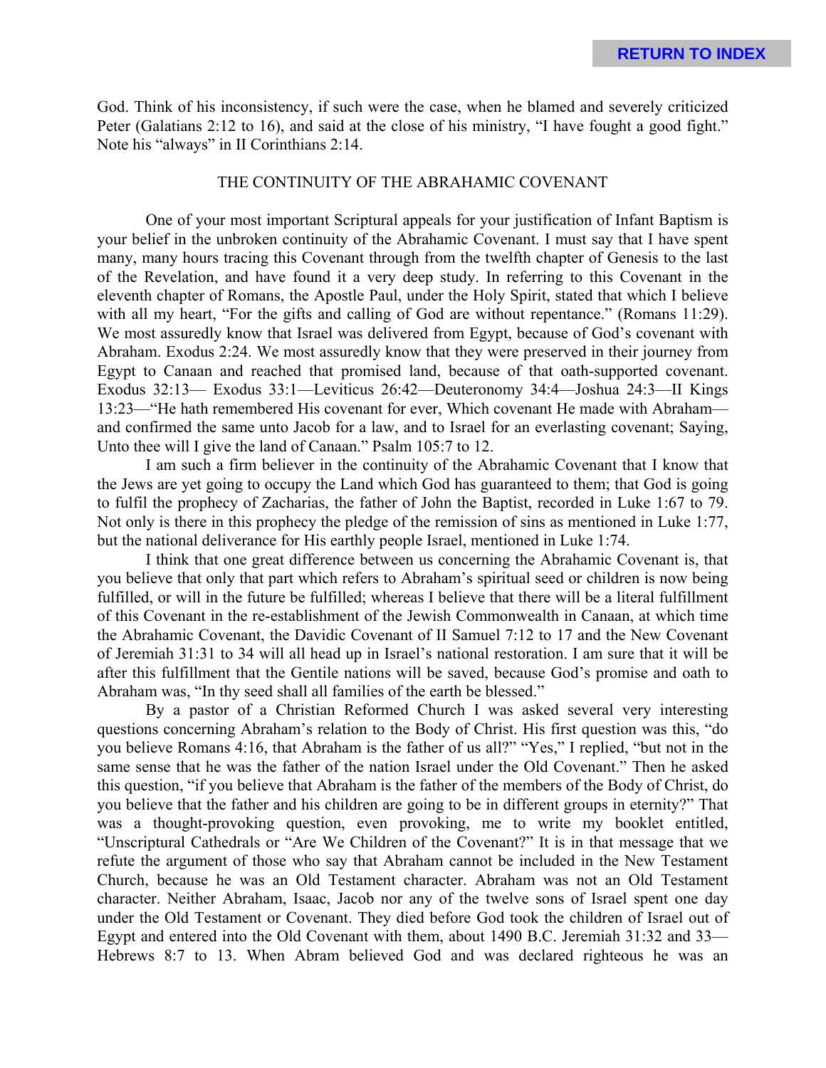God. Think of his inconsistency, if such were the case, when he blamed and severely criticized Peter (Galatians 2:12 to 16), and said at the close of his ministry, "I have fought a good fight." Note his "always" in II Corinthians 2:14.

## THE CONTINUITY OF THE ABRAHAMIC COVENANT

One of your most important Scriptural appeals for your justification of Infant Baptism is your belief in the unbroken continuity of the Abrahamic Covenant. I must say that I have spent many, many hours tracing this Covenant through from the twelfth chapter of Genesis to the last of the Revelation, and have found it a very deep study. In referring to this Covenant in the eleventh chapter of Romans, the Apostle Paul, under the Holy Spirit, stated that which I believe with all my heart, "For the gifts and calling of God are without repentance." (Romans 11:29). We most assuredly know that Israel was delivered from Egypt, because of God's covenant with Abraham. Exodus 2:24. We most assuredly know that they were preserved in their journey from Egypt to Canaan and reached that promised land, because of that oath-supported covenant. Exodus 32:13— Exodus 33:1—Leviticus 26:42—Deuteronomy 34:4—Joshua 24:3—II Kings 13:23—"He hath remembered His covenant for ever, Which covenant He made with Abraham—and confirmed the same unto Jacob for a law, and to Israel for an everlasting covenant; Saying, Unto thee will I give the land of Canaan." Psalm 105:7 to 12.

I am such a firm believer in the continuity of the Abrahamic Covenant that I know that the Jews are yet going to occupy the Land which God has guaranteed to them; that God is going to fulfil the prophecy of Zacharias, the father of John the Baptist, recorded in Luke 1:67 to 79. Not only is there in this prophecy the pledge of the remission of sins as mentioned in Luke 1:77, but the national deliverance for His earthly people Israel, mentioned in Luke 1:74.

I think that one great difference between us concerning the Abrahamic Covenant is, that you believe that only that part which refers to Abraham's spiritual seed or children is now being fulfilled, or will in the future be fulfilled; whereas I believe that there will be a literal fulfillment of this Covenant in the re-establishment of the Jewish Commonwealth in Canaan, at which time the Abrahamic Covenant, the Davidic Covenant of II Samuel 7:12 to 17 and the New Covenant of Jeremiah 31:31 to 34 will all head up in Israel's national restoration. I am sure that it will be after this fulfillment that the Gentile nations will be saved, because God's promise and oath to Abraham was, "In thy seed shall all families of the earth be blessed."

By a pastor of a Christian Reformed Church I was asked several very interesting questions concerning Abraham's relation to the Body of Christ. His first question was this, "do you believe Romans 4:16, that Abraham is the father of us all?" "Yes," I replied, "but not in the same sense that he was the father of the nation Israel under the Old Covenant." Then he asked this question, "if you believe that Abraham is the father of the members of the Body of Christ, do you believe that the father and his children are going to be in different groups in eternity?" That was a thought-provoking question, even provoking, me to write my booklet entitled, "Unscriptural Cathedrals or "Are We Children of the Covenant?" It is in that message that we refute the argument of those who say that Abraham cannot be included in the New Testament Church, because he was an Old Testament character. Abraham was not an Old Testament character. Neither Abraham, Isaac, Jacob nor any of the twelve sons of Israel spent one day under the Old Testament or Covenant. They died before God took the children of Israel out of Egypt and entered into the Old Covenant with them, about 1490 B.C. Jeremiah 31:32 and 33—Hebrews 8:7 to 13. When Abram believed God and was declared righteous he was an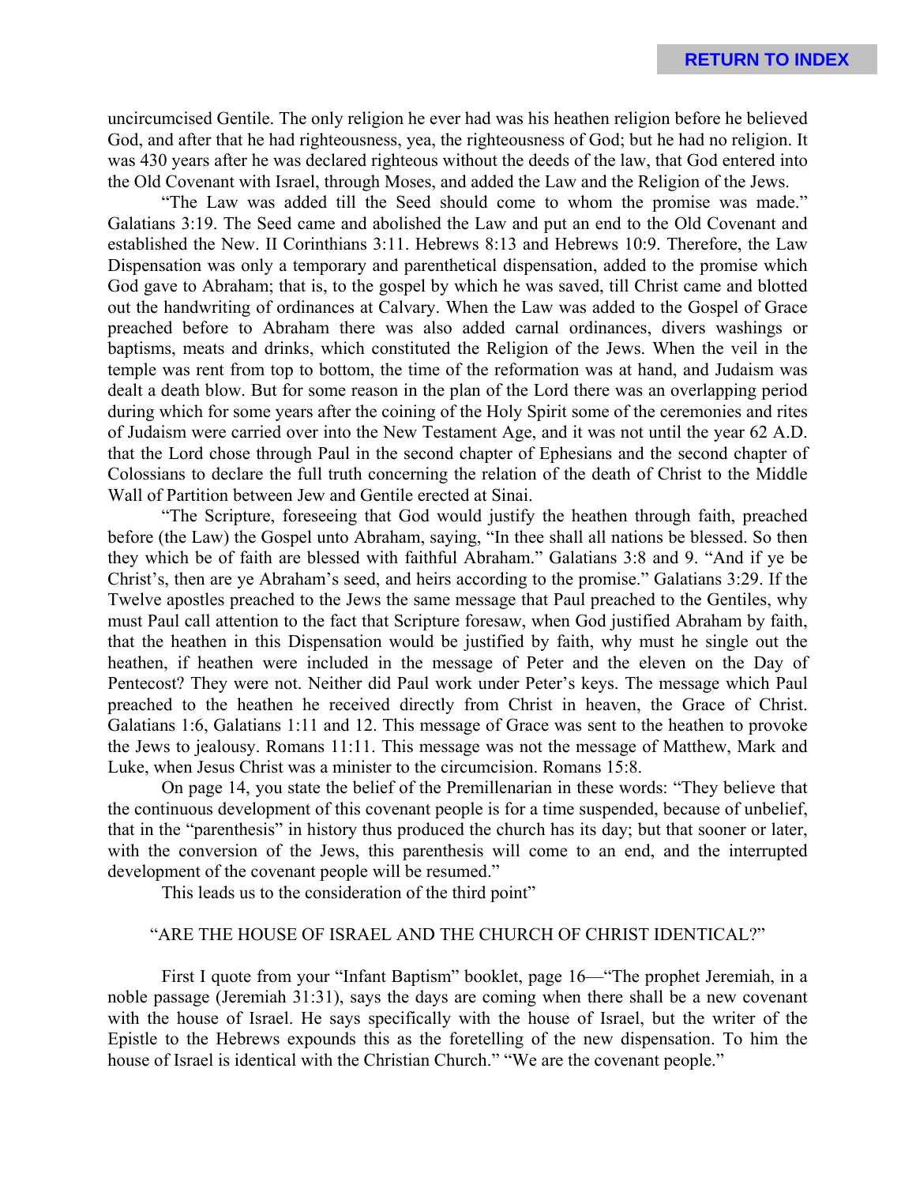uncircumcised Gentile. The only religion he ever had was his heathen religion before he believed God, and after that he had righteousness, yea, the righteousness of God; but he had no religion. It was 430 years after he was declared righteous without the deeds of the law, that God entered into the Old Covenant with Israel, through Moses, and added the Law and the Religion of the Jews.

"The Law was added till the Seed should come to whom the promise was made." Galatians 3:19. The Seed came and abolished the Law and put an end to the Old Covenant and established the New. II Corinthians 3:11. Hebrews 8:13 and Hebrews 10:9. Therefore, the Law Dispensation was only a temporary and parenthetical dispensation, added to the promise which God gave to Abraham; that is, to the gospel by which he was saved, till Christ came and blotted out the handwriting of ordinances at Calvary. When the Law was added to the Gospel of Grace preached before to Abraham there was also added carnal ordinances, divers washings or baptisms, meats and drinks, which constituted the Religion of the Jews. When the veil in the temple was rent from top to bottom, the time of the reformation was at hand, and Judaism was dealt a death blow. But for some reason in the plan of the Lord there was an overlapping period during which for some years after the coining of the Holy Spirit some of the ceremonies and rites of Judaism were carried over into the New Testament Age, and it was not until the year 62 A.D. that the Lord chose through Paul in the second chapter of Ephesians and the second chapter of Colossians to declare the full truth concerning the relation of the death of Christ to the Middle Wall of Partition between Jew and Gentile erected at Sinai.

"The Scripture, foreseeing that God would justify the heathen through faith, preached before (the Law) the Gospel unto Abraham, saying, "In thee shall all nations be blessed. So then they which be of faith are blessed with faithful Abraham." Galatians 3:8 and 9. "And if ye be Christ's, then are ye Abraham's seed, and heirs according to the promise." Galatians 3:29. If the Twelve apostles preached to the Jews the same message that Paul preached to the Gentiles, why must Paul call attention to the fact that Scripture foresaw, when God justified Abraham by faith, that the heathen in this Dispensation would be justified by faith, why must he single out the heathen, if heathen were included in the message of Peter and the eleven on the Day of Pentecost? They were not. Neither did Paul work under Peter's keys. The message which Paul preached to the heathen he received directly from Christ in heaven, the Grace of Christ. Galatians 1:6, Galatians 1:11 and 12. This message of Grace was sent to the heathen to provoke the Jews to jealousy. Romans 11:11. This message was not the message of Matthew, Mark and Luke, when Jesus Christ was a minister to the circumcision. Romans 15:8.

On page 14, you state the belief of the Premillenarian in these words: "They believe that the continuous development of this covenant people is for a time suspended, because of unbelief, that in the "parenthesis" in history thus produced the church has its day; but that sooner or later, with the conversion of the Jews, this parenthesis will come to an end, and the interrupted development of the covenant people will be resumed."

This leads us to the consideration of the third point"

## "ARE THE HOUSE OF ISRAEL AND THE CHURCH OF CHRIST IDENTICAL?"

First I quote from your "Infant Baptism" booklet, page 16—"The prophet Jeremiah, in a noble passage (Jeremiah 31:31), says the days are coming when there shall be a new covenant with the house of Israel. He says specifically with the house of Israel, but the writer of the Epistle to the Hebrews expounds this as the foretelling of the new dispensation. To him the house of Israel is identical with the Christian Church." "We are the covenant people."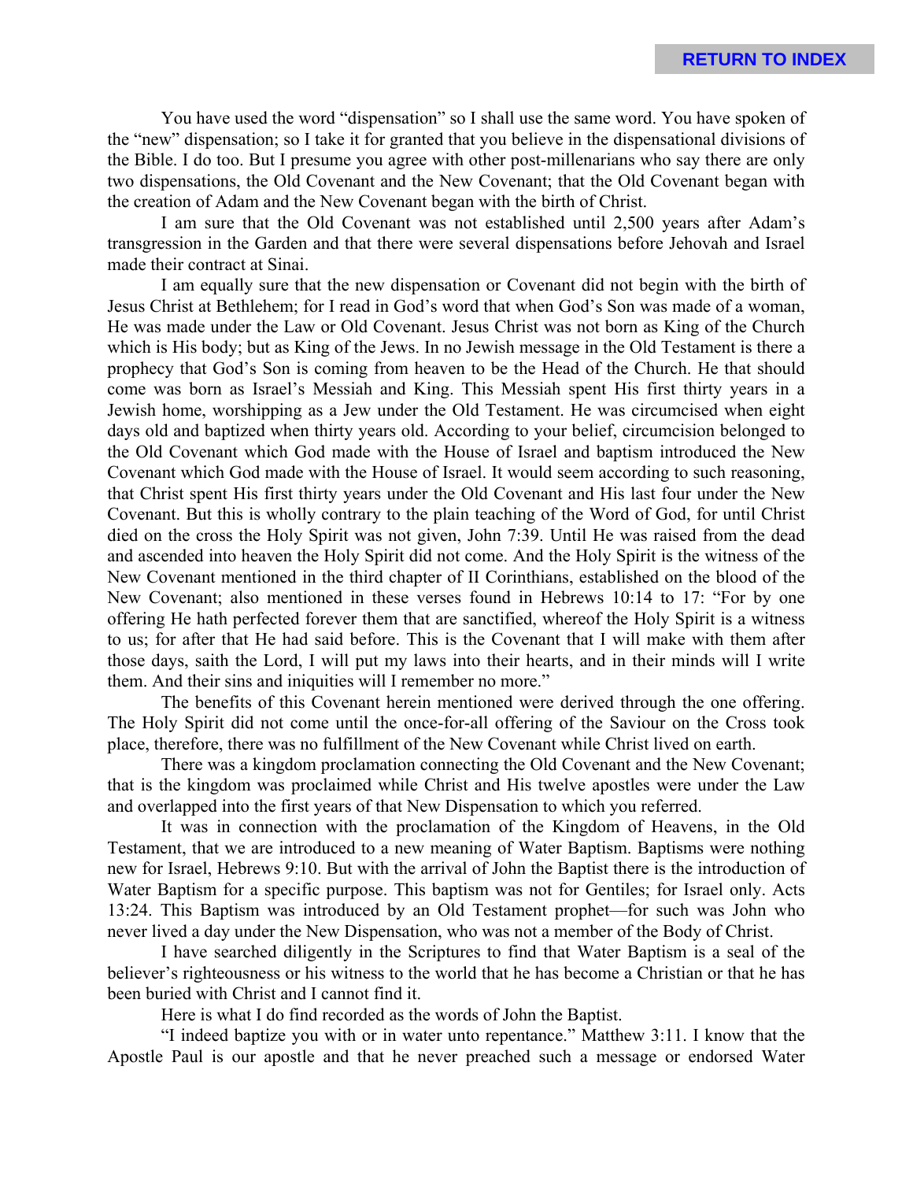You have used the word "dispensation" so I shall use the same word. You have spoken of the "new" dispensation; so I take it for granted that you believe in the dispensational divisions of the Bible. I do too. But I presume you agree with other post-millenarians who say there are only two dispensations, the Old Covenant and the New Covenant; that the Old Covenant began with the creation of Adam and the New Covenant began with the birth of Christ.

I am sure that the Old Covenant was not established until 2,500 years after Adam's transgression in the Garden and that there were several dispensations before Jehovah and Israel made their contract at Sinai.

I am equally sure that the new dispensation or Covenant did not begin with the birth of Jesus Christ at Bethlehem; for I read in God's word that when God's Son was made of a woman, He was made under the Law or Old Covenant. Jesus Christ was not born as King of the Church which is His body; but as King of the Jews. In no Jewish message in the Old Testament is there a prophecy that God's Son is coming from heaven to be the Head of the Church. He that should come was born as Israel's Messiah and King. This Messiah spent His first thirty years in a Jewish home, worshipping as a Jew under the Old Testament. He was circumcised when eight days old and baptized when thirty years old. According to your belief, circumcision belonged to the Old Covenant which God made with the House of Israel and baptism introduced the New Covenant which God made with the House of Israel. It would seem according to such reasoning, that Christ spent His first thirty years under the Old Covenant and His last four under the New Covenant. But this is wholly contrary to the plain teaching of the Word of God, for until Christ died on the cross the Holy Spirit was not given, John 7:39. Until He was raised from the dead and ascended into heaven the Holy Spirit did not come. And the Holy Spirit is the witness of the New Covenant mentioned in the third chapter of II Corinthians, established on the blood of the New Covenant; also mentioned in these verses found in Hebrews 10:14 to 17: "For by one offering He hath perfected forever them that are sanctified, whereof the Holy Spirit is a witness to us; for after that He had said before. This is the Covenant that I will make with them after those days, saith the Lord, I will put my laws into their hearts, and in their minds will I write them. And their sins and iniquities will I remember no more."

The benefits of this Covenant herein mentioned were derived through the one offering. The Holy Spirit did not come until the once-for-all offering of the Saviour on the Cross took place, therefore, there was no fulfillment of the New Covenant while Christ lived on earth.

There was a kingdom proclamation connecting the Old Covenant and the New Covenant; that is the kingdom was proclaimed while Christ and His twelve apostles were under the Law and overlapped into the first years of that New Dispensation to which you referred.

It was in connection with the proclamation of the Kingdom of Heavens, in the Old Testament, that we are introduced to a new meaning of Water Baptism. Baptisms were nothing new for Israel, Hebrews 9:10. But with the arrival of John the Baptist there is the introduction of Water Baptism for a specific purpose. This baptism was not for Gentiles; for Israel only. Acts 13:24. This Baptism was introduced by an Old Testament prophet—for such was John who never lived a day under the New Dispensation, who was not a member of the Body of Christ.

I have searched diligently in the Scriptures to find that Water Baptism is a seal of the believer's righteousness or his witness to the world that he has become a Christian or that he has been buried with Christ and I cannot find it.

Here is what I do find recorded as the words of John the Baptist.

"I indeed baptize you with or in water unto repentance." Matthew 3:11. I know that the Apostle Paul is our apostle and that he never preached such a message or endorsed Water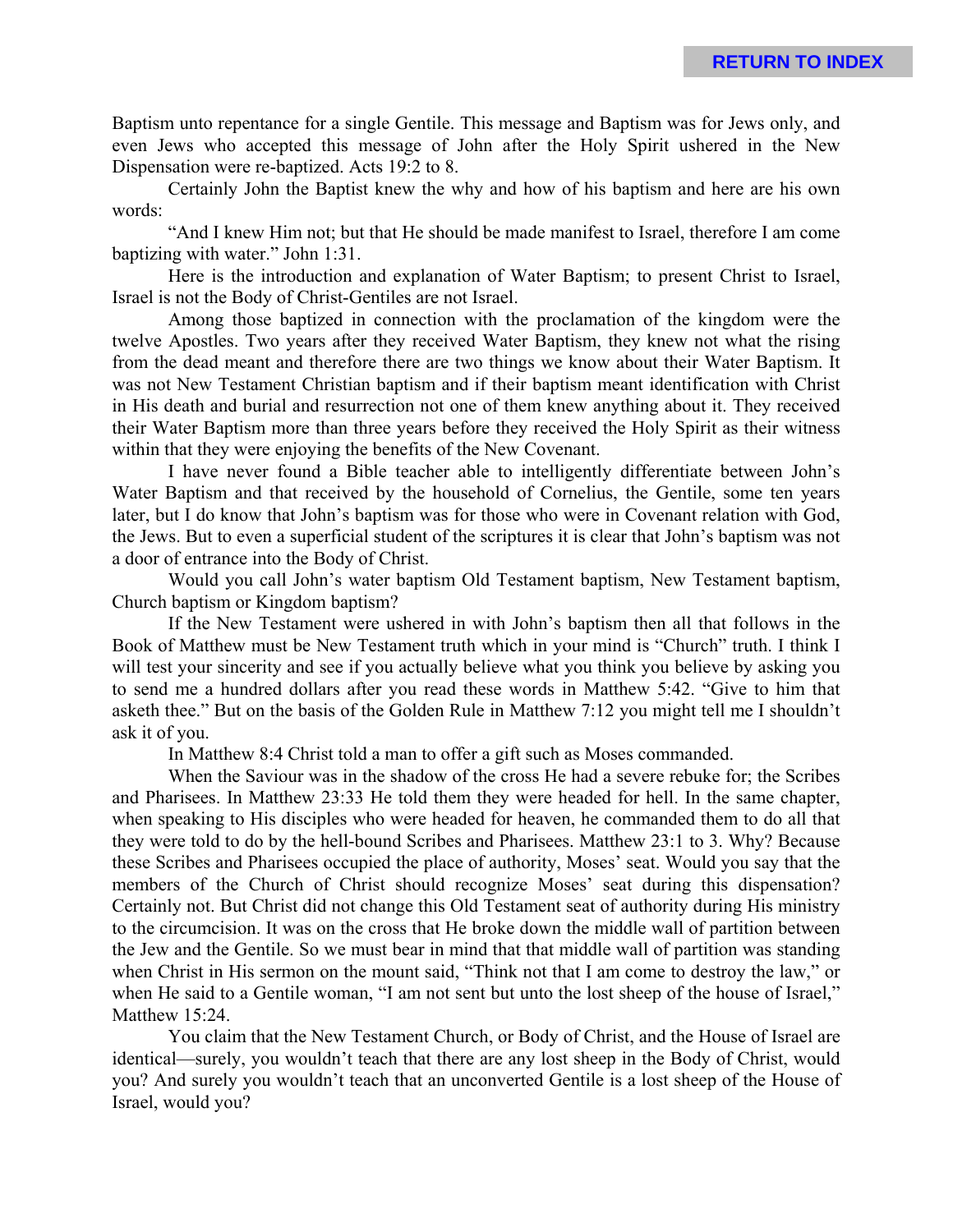Baptism unto repentance for a single Gentile. This message and Baptism was for Jews only, and even Jews who accepted this message of John after the Holy Spirit ushered in the New Dispensation were re-baptized. Acts 19:2 to 8.

Certainly John the Baptist knew the why and how of his baptism and here are his own words:

"And I knew Him not; but that He should be made manifest to Israel, therefore I am come baptizing with water." John 1:31.

Here is the introduction and explanation of Water Baptism; to present Christ to Israel, Israel is not the Body of Christ-Gentiles are not Israel.

Among those baptized in connection with the proclamation of the kingdom were the twelve Apostles. Two years after they received Water Baptism, they knew not what the rising from the dead meant and therefore there are two things we know about their Water Baptism. It was not New Testament Christian baptism and if their baptism meant identification with Christ in His death and burial and resurrection not one of them knew anything about it. They received their Water Baptism more than three years before they received the Holy Spirit as their witness within that they were enjoying the benefits of the New Covenant.

I have never found a Bible teacher able to intelligently differentiate between John's Water Baptism and that received by the household of Cornelius, the Gentile, some ten years later, but I do know that John's baptism was for those who were in Covenant relation with God, the Jews. But to even a superficial student of the scriptures it is clear that John's baptism was not a door of entrance into the Body of Christ.

Would you call John's water baptism Old Testament baptism, New Testament baptism, Church baptism or Kingdom baptism?

If the New Testament were ushered in with John's baptism then all that follows in the Book of Matthew must be New Testament truth which in your mind is "Church" truth. I think I will test your sincerity and see if you actually believe what you think you believe by asking you to send me a hundred dollars after you read these words in Matthew 5:42. "Give to him that asketh thee." But on the basis of the Golden Rule in Matthew 7:12 you might tell me I shouldn't ask it of you.

In Matthew 8:4 Christ told a man to offer a gift such as Moses commanded.

When the Saviour was in the shadow of the cross He had a severe rebuke for; the Scribes and Pharisees. In Matthew 23:33 He told them they were headed for hell. In the same chapter, when speaking to His disciples who were headed for heaven, he commanded them to do all that they were told to do by the hell-bound Scribes and Pharisees. Matthew 23:1 to 3. Why? Because these Scribes and Pharisees occupied the place of authority, Moses' seat. Would you say that the members of the Church of Christ should recognize Moses' seat during this dispensation? Certainly not. But Christ did not change this Old Testament seat of authority during His ministry to the circumcision. It was on the cross that He broke down the middle wall of partition between the Jew and the Gentile. So we must bear in mind that that middle wall of partition was standing when Christ in His sermon on the mount said, "Think not that I am come to destroy the law," or when He said to a Gentile woman, "I am not sent but unto the lost sheep of the house of Israel," Matthew 15:24.

You claim that the New Testament Church, or Body of Christ, and the House of Israel are identical—surely, you wouldn't teach that there are any lost sheep in the Body of Christ, would you? And surely you wouldn't teach that an unconverted Gentile is a lost sheep of the House of Israel, would you?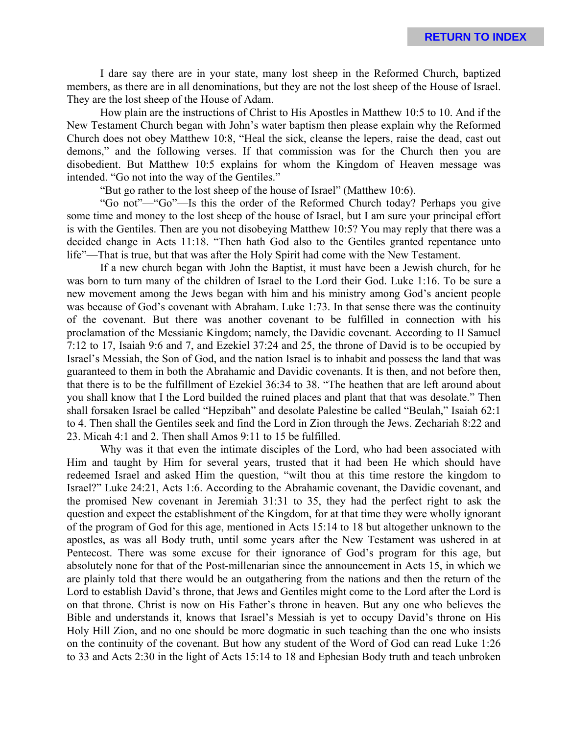I dare say there are in your state, many lost sheep in the Reformed Church, baptized members, as there are in all denominations, but they are not the lost sheep of the House of Israel. They are the lost sheep of the House of Adam.

How plain are the instructions of Christ to His Apostles in Matthew 10:5 to 10. And if the New Testament Church began with John's water baptism then please explain why the Reformed Church does not obey Matthew 10:8, "Heal the sick, cleanse the lepers, raise the dead, cast out demons," and the following verses. If that commission was for the Church then you are disobedient. But Matthew 10:5 explains for whom the Kingdom of Heaven message was intended. "Go not into the way of the Gentiles."

"But go rather to the lost sheep of the house of Israel" (Matthew 10:6).

"Go not"—"Go"—Is this the order of the Reformed Church today? Perhaps you give some time and money to the lost sheep of the house of Israel, but I am sure your principal effort is with the Gentiles. Then are you not disobeying Matthew 10:5? You may reply that there was a decided change in Acts 11:18. "Then hath God also to the Gentiles granted repentance unto life"—That is true, but that was after the Holy Spirit had come with the New Testament.

If a new church began with John the Baptist, it must have been a Jewish church, for he was born to turn many of the children of Israel to the Lord their God. Luke 1:16. To be sure a new movement among the Jews began with him and his ministry among God's ancient people was because of God's covenant with Abraham. Luke 1:73. In that sense there was the continuity of the covenant. But there was another covenant to be fulfilled in connection with his proclamation of the Messianic Kingdom; namely, the Davidic covenant. According to II Samuel 7:12 to 17, Isaiah 9:6 and 7, and Ezekiel 37:24 and 25, the throne of David is to be occupied by Israel's Messiah, the Son of God, and the nation Israel is to inhabit and possess the land that was guaranteed to them in both the Abrahamic and Davidic covenants. It is then, and not before then, that there is to be the fulfillment of Ezekiel 36:34 to 38. "The heathen that are left around about you shall know that I the Lord builded the ruined places and plant that that was desolate." Then shall forsaken Israel be called "Hepzibah" and desolate Palestine be called "Beulah," Isaiah 62:1 to 4. Then shall the Gentiles seek and find the Lord in Zion through the Jews. Zechariah 8:22 and 23. Micah 4:1 and 2. Then shall Amos 9:11 to 15 be fulfilled.

Why was it that even the intimate disciples of the Lord, who had been associated with Him and taught by Him for several years, trusted that it had been He which should have redeemed Israel and asked Him the question, "wilt thou at this time restore the kingdom to Israel?" Luke 24:21, Acts 1:6. According to the Abrahamic covenant, the Davidic covenant, and the promised New covenant in Jeremiah 31:31 to 35, they had the perfect right to ask the question and expect the establishment of the Kingdom, for at that time they were wholly ignorant of the program of God for this age, mentioned in Acts 15:14 to 18 but altogether unknown to the apostles, as was all Body truth, until some years after the New Testament was ushered in at Pentecost. There was some excuse for their ignorance of God's program for this age, but absolutely none for that of the Post-millenarian since the announcement in Acts 15, in which we are plainly told that there would be an outgathering from the nations and then the return of the Lord to establish David's throne, that Jews and Gentiles might come to the Lord after the Lord is on that throne. Christ is now on His Father's throne in heaven. But any one who believes the Bible and understands it, knows that Israel's Messiah is yet to occupy David's throne on His Holy Hill Zion, and no one should be more dogmatic in such teaching than the one who insists on the continuity of the covenant. But how any student of the Word of God can read Luke 1:26 to 33 and Acts 2:30 in the light of Acts 15:14 to 18 and Ephesian Body truth and teach unbroken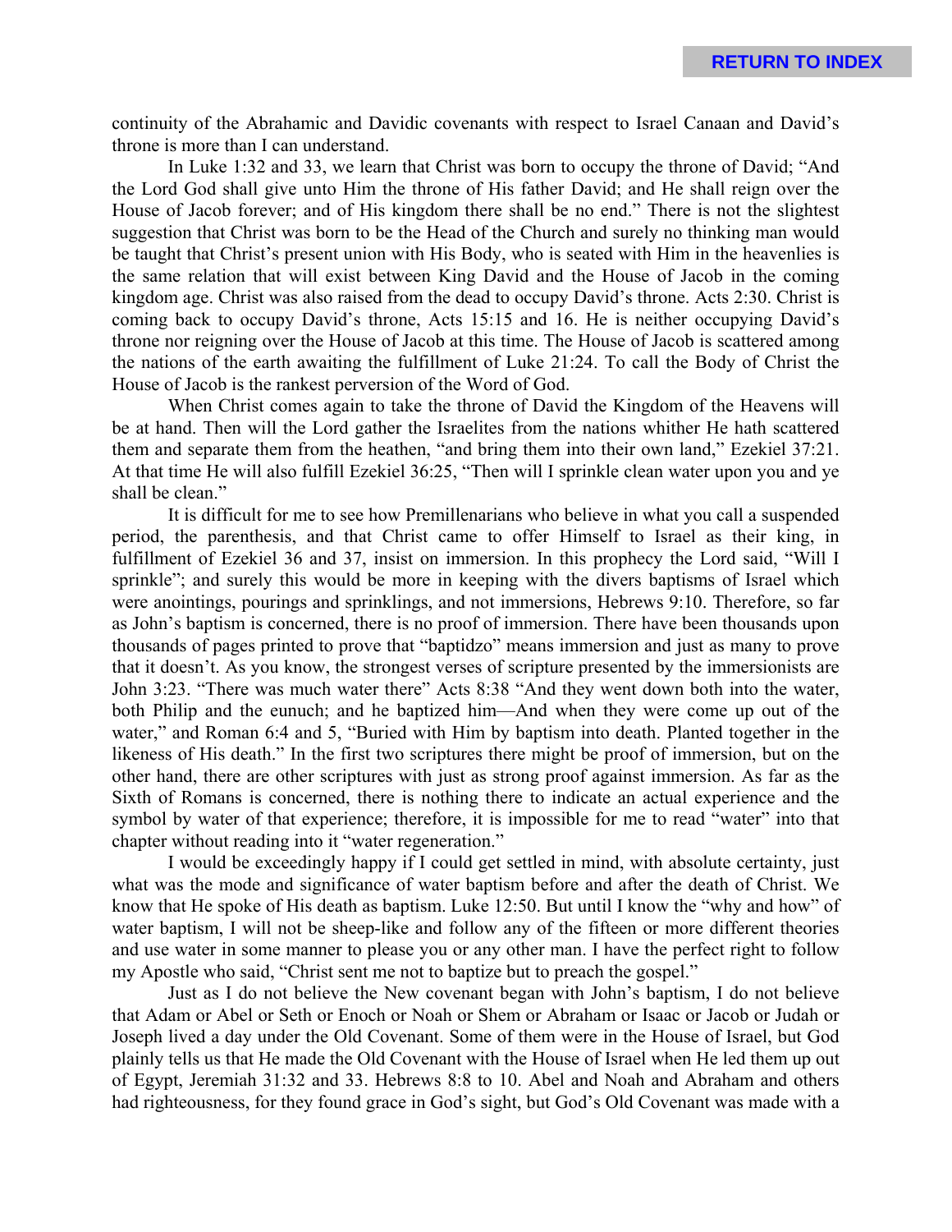continuity of the Abrahamic and Davidic covenants with respect to Israel Canaan and David's throne is more than I can understand.

In Luke 1:32 and 33, we learn that Christ was born to occupy the throne of David; "And the Lord God shall give unto Him the throne of His father David; and He shall reign over the House of Jacob forever; and of His kingdom there shall be no end." There is not the slightest suggestion that Christ was born to be the Head of the Church and surely no thinking man would be taught that Christ's present union with His Body, who is seated with Him in the heavenlies is the same relation that will exist between King David and the House of Jacob in the coming kingdom age. Christ was also raised from the dead to occupy David's throne. Acts 2:30. Christ is coming back to occupy David's throne, Acts 15:15 and 16. He is neither occupying David's throne nor reigning over the House of Jacob at this time. The House of Jacob is scattered among the nations of the earth awaiting the fulfillment of Luke 21:24. To call the Body of Christ the House of Jacob is the rankest perversion of the Word of God.

When Christ comes again to take the throne of David the Kingdom of the Heavens will be at hand. Then will the Lord gather the Israelites from the nations whither He hath scattered them and separate them from the heathen, "and bring them into their own land," Ezekiel 37:21. At that time He will also fulfill Ezekiel 36:25, "Then will I sprinkle clean water upon you and ye shall be clean."

It is difficult for me to see how Premillenarians who believe in what you call a suspended period, the parenthesis, and that Christ came to offer Himself to Israel as their king, in fulfillment of Ezekiel 36 and 37, insist on immersion. In this prophecy the Lord said, "Will I sprinkle"; and surely this would be more in keeping with the divers baptisms of Israel which were anointings, pourings and sprinklings, and not immersions, Hebrews 9:10. Therefore, so far as John's baptism is concerned, there is no proof of immersion. There have been thousands upon thousands of pages printed to prove that "baptidzo" means immersion and just as many to prove that it doesn't. As you know, the strongest verses of scripture presented by the immersionists are John 3:23. "There was much water there" Acts 8:38 "And they went down both into the water, both Philip and the eunuch; and he baptized him—And when they were come up out of the water," and Roman 6:4 and 5, "Buried with Him by baptism into death. Planted together in the likeness of His death." In the first two scriptures there might be proof of immersion, but on the other hand, there are other scriptures with just as strong proof against immersion. As far as the Sixth of Romans is concerned, there is nothing there to indicate an actual experience and the symbol by water of that experience; therefore, it is impossible for me to read "water" into that chapter without reading into it "water regeneration."

I would be exceedingly happy if I could get settled in mind, with absolute certainty, just what was the mode and significance of water baptism before and after the death of Christ. We know that He spoke of His death as baptism. Luke 12:50. But until I know the "why and how" of water baptism, I will not be sheep-like and follow any of the fifteen or more different theories and use water in some manner to please you or any other man. I have the perfect right to follow my Apostle who said, "Christ sent me not to baptize but to preach the gospel."

Just as I do not believe the New covenant began with John's baptism, I do not believe that Adam or Abel or Seth or Enoch or Noah or Shem or Abraham or Isaac or Jacob or Judah or Joseph lived a day under the Old Covenant. Some of them were in the House of Israel, but God plainly tells us that He made the Old Covenant with the House of Israel when He led them up out of Egypt, Jeremiah 31:32 and 33. Hebrews 8:8 to 10. Abel and Noah and Abraham and others had righteousness, for they found grace in God's sight, but God's Old Covenant was made with a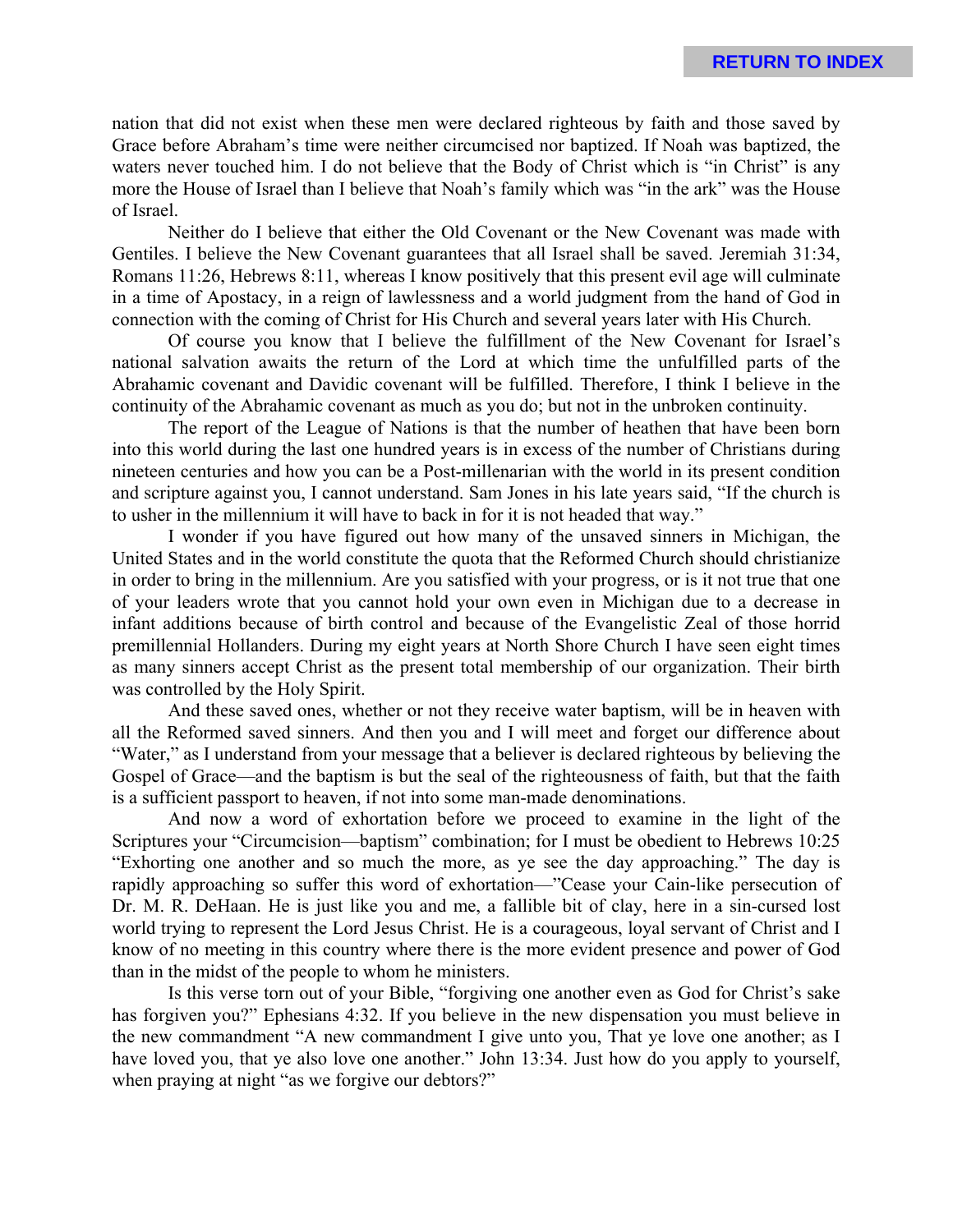nation that did not exist when these men were declared righteous by faith and those saved by Grace before Abraham's time were neither circumcised nor baptized. If Noah was baptized, the waters never touched him. I do not believe that the Body of Christ which is "in Christ" is any more the House of Israel than I believe that Noah's family which was "in the ark" was the House of Israel.

Neither do I believe that either the Old Covenant or the New Covenant was made with Gentiles. I believe the New Covenant guarantees that all Israel shall be saved. Jeremiah 31:34, Romans 11:26, Hebrews 8:11, whereas I know positively that this present evil age will culminate in a time of Apostacy, in a reign of lawlessness and a world judgment from the hand of God in connection with the coming of Christ for His Church and several years later with His Church.

Of course you know that I believe the fulfillment of the New Covenant for Israel's national salvation awaits the return of the Lord at which time the unfulfilled parts of the Abrahamic covenant and Davidic covenant will be fulfilled. Therefore, I think I believe in the continuity of the Abrahamic covenant as much as you do; but not in the unbroken continuity.

The report of the League of Nations is that the number of heathen that have been born into this world during the last one hundred years is in excess of the number of Christians during nineteen centuries and how you can be a Post-millenarian with the world in its present condition and scripture against you, I cannot understand. Sam Jones in his late years said, "If the church is to usher in the millennium it will have to back in for it is not headed that way."

I wonder if you have figured out how many of the unsaved sinners in Michigan, the United States and in the world constitute the quota that the Reformed Church should christianize in order to bring in the millennium. Are you satisfied with your progress, or is it not true that one of your leaders wrote that you cannot hold your own even in Michigan due to a decrease in infant additions because of birth control and because of the Evangelistic Zeal of those horrid premillennial Hollanders. During my eight years at North Shore Church I have seen eight times as many sinners accept Christ as the present total membership of our organization. Their birth was controlled by the Holy Spirit.

And these saved ones, whether or not they receive water baptism, will be in heaven with all the Reformed saved sinners. And then you and I will meet and forget our difference about "Water," as I understand from your message that a believer is declared righteous by believing the Gospel of Grace—and the baptism is but the seal of the righteousness of faith, but that the faith is a sufficient passport to heaven, if not into some man-made denominations.

And now a word of exhortation before we proceed to examine in the light of the Scriptures your "Circumcision—baptism" combination; for I must be obedient to Hebrews 10:25 "Exhorting one another and so much the more, as ye see the day approaching." The day is rapidly approaching so suffer this word of exhortation—"Cease your Cain-like persecution of Dr. M. R. DeHaan. He is just like you and me, a fallible bit of clay, here in a sin-cursed lost world trying to represent the Lord Jesus Christ. He is a courageous, loyal servant of Christ and I know of no meeting in this country where there is the more evident presence and power of God than in the midst of the people to whom he ministers.

Is this verse torn out of your Bible, "forgiving one another even as God for Christ's sake has forgiven you?" Ephesians 4:32. If you believe in the new dispensation you must believe in the new commandment "A new commandment I give unto you, That ye love one another; as I have loved you, that ye also love one another." John 13:34. Just how do you apply to yourself, when praying at night "as we forgive our debtors?"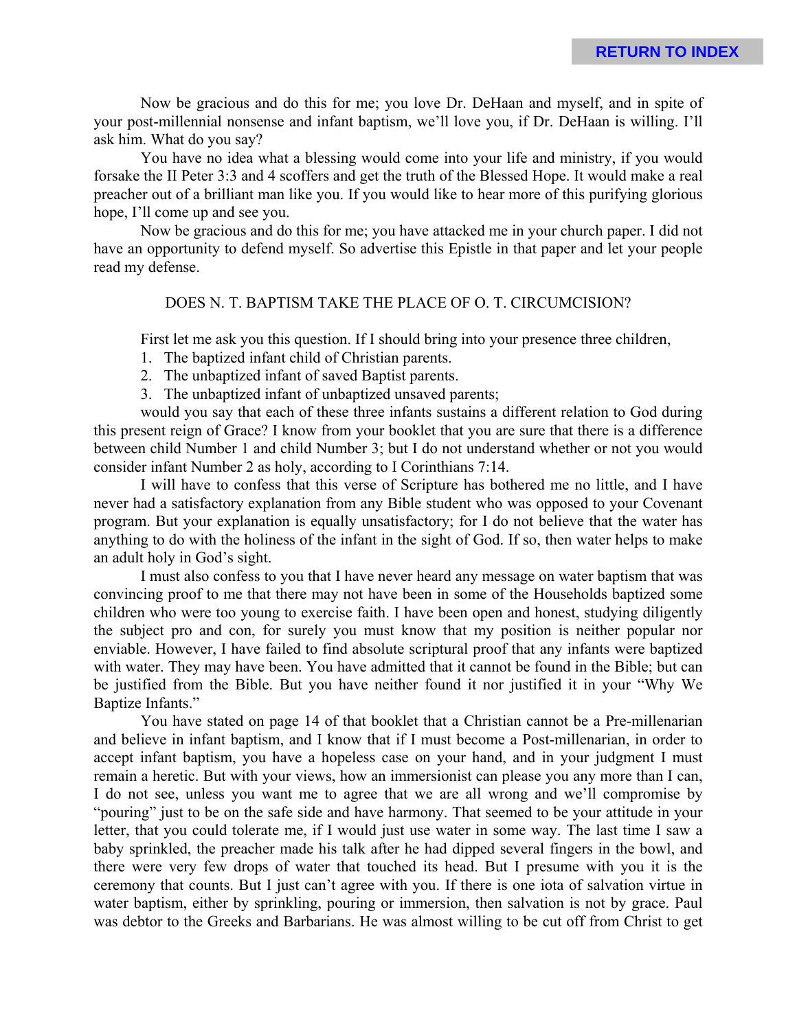Now be gracious and do this for me; you love Dr. DeHaan and myself, and in spite of your post-millennial nonsense and infant baptism, we'll love you, if Dr. DeHaan is willing. I'll ask him. What do you say?

You have no idea what a blessing would come into your life and ministry, if you would forsake the II Peter 3:3 and 4 scoffers and get the truth of the Blessed Hope. It would make a real preacher out of a brilliant man like you. If you would like to hear more of this purifying glorious hope, I'll come up and see you.

Now be gracious and do this for me; you have attacked me in your church paper. I did not have an opportunity to defend myself. So advertise this Epistle in that paper and let your people read my defense.

## DOES N. T. BAPTISM TAKE THE PLACE OF O. T. CIRCUMCISION?

First let me ask you this question. If I should bring into your presence three children,

1. The baptized infant child of Christian parents.
2. The unbaptized infant of saved Baptist parents.
3. The unbaptized infant of unbaptized unsaved parents;

would you say that each of these three infants sustains a different relation to God during this present reign of Grace? I know from your booklet that you are sure that there is a difference between child Number 1 and child Number 3; but I do not understand whether or not you would consider infant Number 2 as holy, according to I Corinthians 7:14.

I will have to confess that this verse of Scripture has bothered me no little, and I have never had a satisfactory explanation from any Bible student who was opposed to your Covenant program. But your explanation is equally unsatisfactory; for I do not believe that the water has anything to do with the holiness of the infant in the sight of God. If so, then water helps to make an adult holy in God's sight.

I must also confess to you that I have never heard any message on water baptism that was convincing proof to me that there may not have been in some of the Households baptized some children who were too young to exercise faith. I have been open and honest, studying diligently the subject pro and con, for surely you must know that my position is neither popular nor enviable. However, I have failed to find absolute scriptural proof that any infants were baptized with water. They may have been. You have admitted that it cannot be found in the Bible; but can be justified from the Bible. But you have neither found it nor justified it in your "Why We Baptize Infants."

You have stated on page 14 of that booklet that a Christian cannot be a Pre-millenarian and believe in infant baptism, and I know that if I must become a Post-millenarian, in order to accept infant baptism, you have a hopeless case on your hand, and in your judgment I must remain a heretic. But with your views, how an immersionist can please you any more than I can, I do not see, unless you want me to agree that we are all wrong and we'll compromise by "pouring" just to be on the safe side and have harmony. That seemed to be your attitude in your letter, that you could tolerate me, if I would just use water in some way. The last time I saw a baby sprinkled, the preacher made his talk after he had dipped several fingers in the bowl, and there were very few drops of water that touched its head. But I presume with you it is the ceremony that counts. But I just can't agree with you. If there is one iota of salvation virtue in water baptism, either by sprinkling, pouring or immersion, then salvation is not by grace. Paul was debtor to the Greeks and Barbarians. He was almost willing to be cut off from Christ to get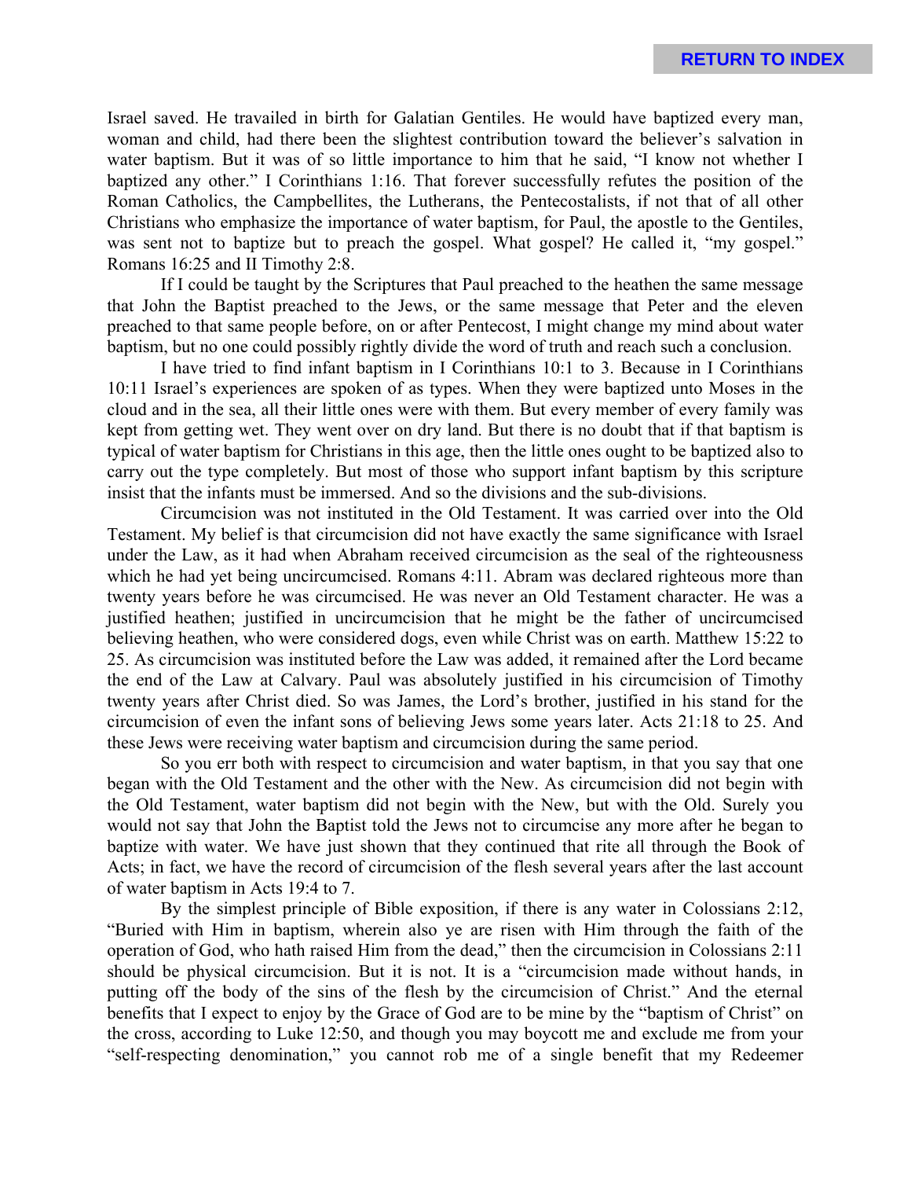Israel saved. He travailed in birth for Galatian Gentiles. He would have baptized every man, woman and child, had there been the slightest contribution toward the believer's salvation in water baptism. But it was of so little importance to him that he said, "I know not whether I baptized any other." I Corinthians 1:16. That forever successfully refutes the position of the Roman Catholics, the Campbellites, the Lutherans, the Pentecostalists, if not that of all other Christians who emphasize the importance of water baptism, for Paul, the apostle to the Gentiles, was sent not to baptize but to preach the gospel. What gospel? He called it, "my gospel." Romans 16:25 and II Timothy 2:8.

If I could be taught by the Scriptures that Paul preached to the heathen the same message that John the Baptist preached to the Jews, or the same message that Peter and the eleven preached to that same people before, on or after Pentecost, I might change my mind about water baptism, but no one could possibly rightly divide the word of truth and reach such a conclusion.

I have tried to find infant baptism in I Corinthians 10:1 to 3. Because in I Corinthians 10:11 Israel's experiences are spoken of as types. When they were baptized unto Moses in the cloud and in the sea, all their little ones were with them. But every member of every family was kept from getting wet. They went over on dry land. But there is no doubt that if that baptism is typical of water baptism for Christians in this age, then the little ones ought to be baptized also to carry out the type completely. But most of those who support infant baptism by this scripture insist that the infants must be immersed. And so the divisions and the sub-divisions.

Circumcision was not instituted in the Old Testament. It was carried over into the Old Testament. My belief is that circumcision did not have exactly the same significance with Israel under the Law, as it had when Abraham received circumcision as the seal of the righteousness which he had yet being uncircumcised. Romans 4:11. Abram was declared righteous more than twenty years before he was circumcised. He was never an Old Testament character. He was a justified heathen; justified in uncircumcision that he might be the father of uncircumcised believing heathen, who were considered dogs, even while Christ was on earth. Matthew 15:22 to 25. As circumcision was instituted before the Law was added, it remained after the Lord became the end of the Law at Calvary. Paul was absolutely justified in his circumcision of Timothy twenty years after Christ died. So was James, the Lord's brother, justified in his stand for the circumcision of even the infant sons of believing Jews some years later. Acts 21:18 to 25. And these Jews were receiving water baptism and circumcision during the same period.

So you err both with respect to circumcision and water baptism, in that you say that one began with the Old Testament and the other with the New. As circumcision did not begin with the Old Testament, water baptism did not begin with the New, but with the Old. Surely you would not say that John the Baptist told the Jews not to circumcise any more after he began to baptize with water. We have just shown that they continued that rite all through the Book of Acts; in fact, we have the record of circumcision of the flesh several years after the last account of water baptism in Acts 19:4 to 7.

By the simplest principle of Bible exposition, if there is any water in Colossians 2:12, "Buried with Him in baptism, wherein also ye are risen with Him through the faith of the operation of God, who hath raised Him from the dead," then the circumcision in Colossians 2:11 should be physical circumcision. But it is not. It is a "circumcision made without hands, in putting off the body of the sins of the flesh by the circumcision of Christ." And the eternal benefits that I expect to enjoy by the Grace of God are to be mine by the "baptism of Christ" on the cross, according to Luke 12:50, and though you may boycott me and exclude me from your "self-respecting denomination," you cannot rob me of a single benefit that my Redeemer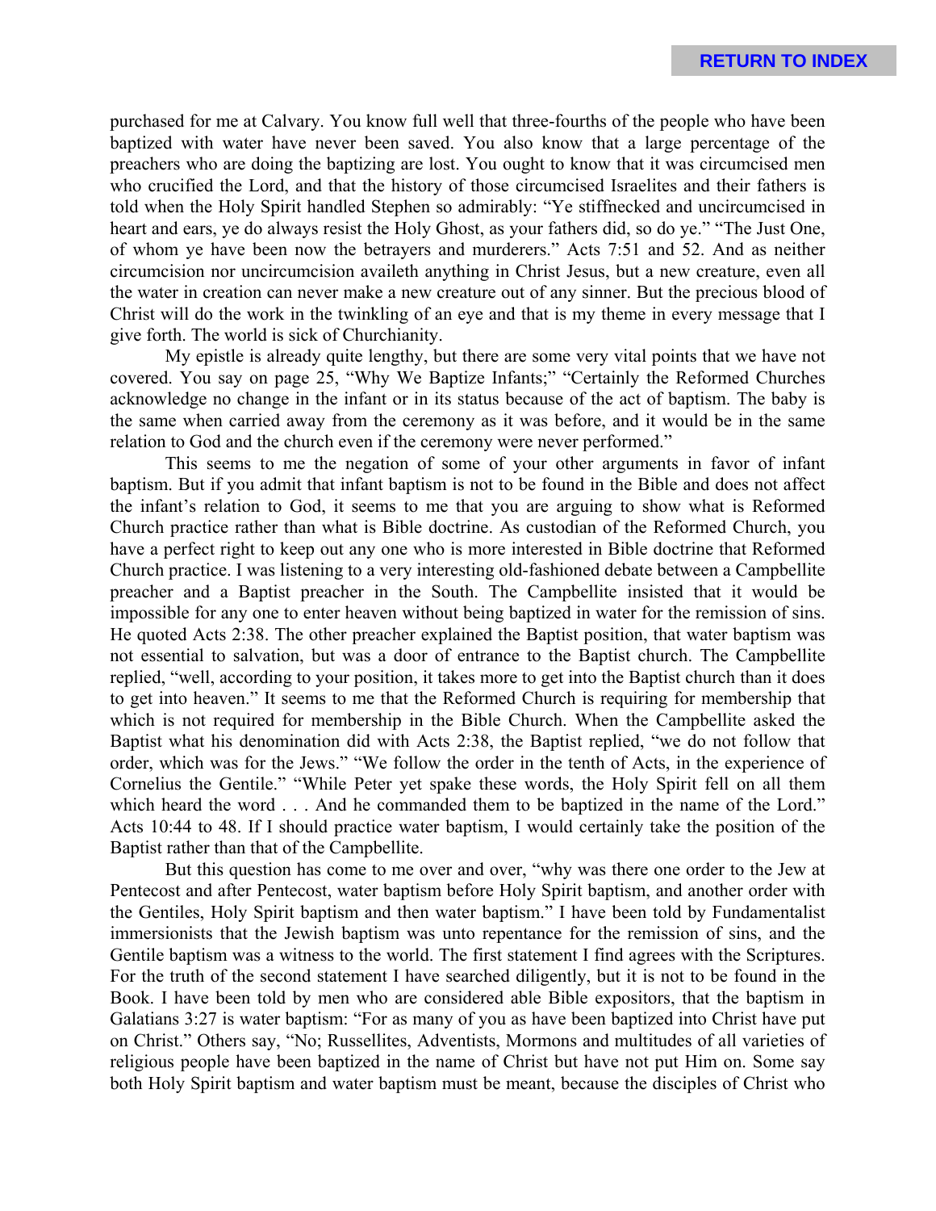purchased for me at Calvary. You know full well that three-fourths of the people who have been baptized with water have never been saved. You also know that a large percentage of the preachers who are doing the baptizing are lost. You ought to know that it was circumcised men who crucified the Lord, and that the history of those circumcised Israelites and their fathers is told when the Holy Spirit handled Stephen so admirably: "Ye stiffnecked and uncircumcised in heart and ears, ye do always resist the Holy Ghost, as your fathers did, so do ye." "The Just One, of whom ye have been now the betrayers and murderers." Acts 7:51 and 52. And as neither circumcision nor uncircumcision availeth anything in Christ Jesus, but a new creature, even all the water in creation can never make a new creature out of any sinner. But the precious blood of Christ will do the work in the twinkling of an eye and that is my theme in every message that I give forth. The world is sick of Churchianity.

My epistle is already quite lengthy, but there are some very vital points that we have not covered. You say on page 25, "Why We Baptize Infants;" "Certainly the Reformed Churches acknowledge no change in the infant or in its status because of the act of baptism. The baby is the same when carried away from the ceremony as it was before, and it would be in the same relation to God and the church even if the ceremony were never performed."

This seems to me the negation of some of your other arguments in favor of infant baptism. But if you admit that infant baptism is not to be found in the Bible and does not affect the infant's relation to God, it seems to me that you are arguing to show what is Reformed Church practice rather than what is Bible doctrine. As custodian of the Reformed Church, you have a perfect right to keep out any one who is more interested in Bible doctrine that Reformed Church practice. I was listening to a very interesting old-fashioned debate between a Campbellite preacher and a Baptist preacher in the South. The Campbellite insisted that it would be impossible for any one to enter heaven without being baptized in water for the remission of sins. He quoted Acts 2:38. The other preacher explained the Baptist position, that water baptism was not essential to salvation, but was a door of entrance to the Baptist church. The Campbellite replied, "well, according to your position, it takes more to get into the Baptist church than it does to get into heaven." It seems to me that the Reformed Church is requiring for membership that which is not required for membership in the Bible Church. When the Campbellite asked the Baptist what his denomination did with Acts 2:38, the Baptist replied, "we do not follow that order, which was for the Jews." "We follow the order in the tenth of Acts, in the experience of Cornelius the Gentile." "While Peter yet spake these words, the Holy Spirit fell on all them which heard the word . . . And he commanded them to be baptized in the name of the Lord." Acts 10:44 to 48. If I should practice water baptism, I would certainly take the position of the Baptist rather than that of the Campbellite.

But this question has come to me over and over, "why was there one order to the Jew at Pentecost and after Pentecost, water baptism before Holy Spirit baptism, and another order with the Gentiles, Holy Spirit baptism and then water baptism." I have been told by Fundamentalist immersionists that the Jewish baptism was unto repentance for the remission of sins, and the Gentile baptism was a witness to the world. The first statement I find agrees with the Scriptures. For the truth of the second statement I have searched diligently, but it is not to be found in the Book. I have been told by men who are considered able Bible expositors, that the baptism in Galatians 3:27 is water baptism: "For as many of you as have been baptized into Christ have put on Christ." Others say, "No; Russellites, Adventists, Mormons and multitudes of all varieties of religious people have been baptized in the name of Christ but have not put Him on. Some say both Holy Spirit baptism and water baptism must be meant, because the disciples of Christ who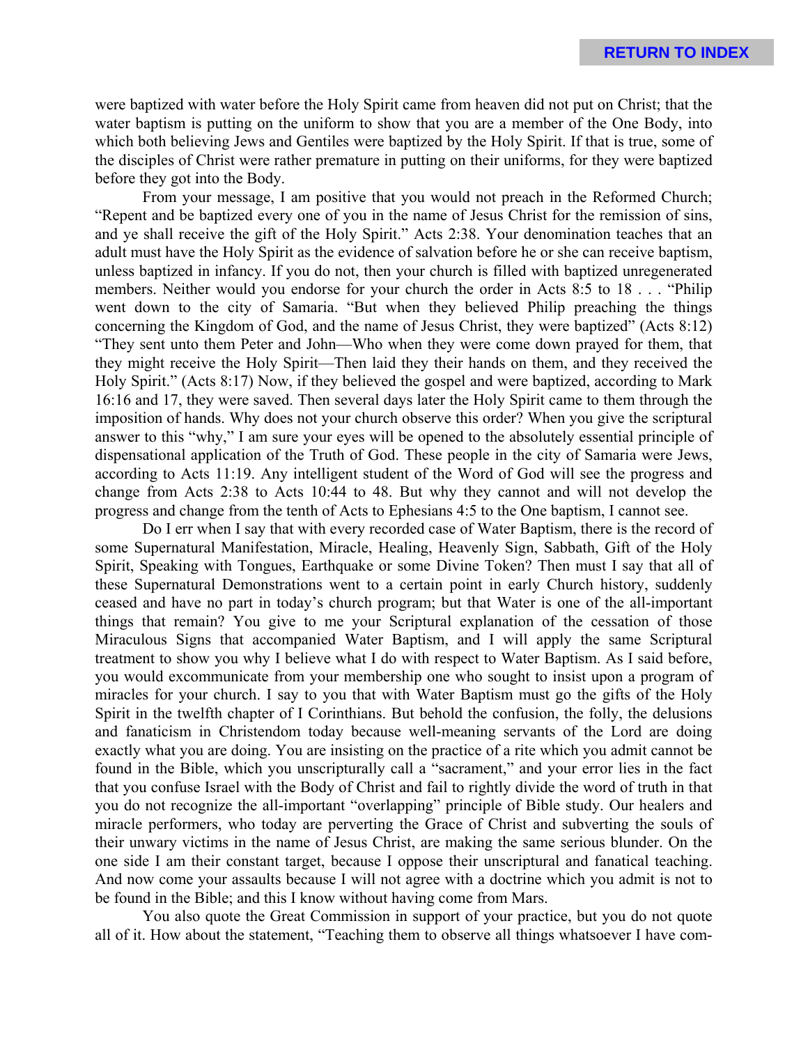were baptized with water before the Holy Spirit came from heaven did not put on Christ; that the water baptism is putting on the uniform to show that you are a member of the One Body, into which both believing Jews and Gentiles were baptized by the Holy Spirit. If that is true, some of the disciples of Christ were rather premature in putting on their uniforms, for they were baptized before they got into the Body.

From your message, I am positive that you would not preach in the Reformed Church; "Repent and be baptized every one of you in the name of Jesus Christ for the remission of sins, and ye shall receive the gift of the Holy Spirit." Acts 2:38. Your denomination teaches that an adult must have the Holy Spirit as the evidence of salvation before he or she can receive baptism, unless baptized in infancy. If you do not, then your church is filled with baptized unregenerated members. Neither would you endorse for your church the order in Acts 8:5 to 18 . . . "Philip went down to the city of Samaria. "But when they believed Philip preaching the things concerning the Kingdom of God, and the name of Jesus Christ, they were baptized" (Acts 8:12) "They sent unto them Peter and John—Who when they were come down prayed for them, that they might receive the Holy Spirit—Then laid they their hands on them, and they received the Holy Spirit." (Acts 8:17) Now, if they believed the gospel and were baptized, according to Mark 16:16 and 17, they were saved. Then several days later the Holy Spirit came to them through the imposition of hands. Why does not your church observe this order? When you give the scriptural answer to this "why," I am sure your eyes will be opened to the absolutely essential principle of dispensational application of the Truth of God. These people in the city of Samaria were Jews, according to Acts 11:19. Any intelligent student of the Word of God will see the progress and change from Acts 2:38 to Acts 10:44 to 48. But why they cannot and will not develop the progress and change from the tenth of Acts to Ephesians 4:5 to the One baptism, I cannot see.

Do I err when I say that with every recorded case of Water Baptism, there is the record of some Supernatural Manifestation, Miracle, Healing, Heavenly Sign, Sabbath, Gift of the Holy Spirit, Speaking with Tongues, Earthquake or some Divine Token? Then must I say that all of these Supernatural Demonstrations went to a certain point in early Church history, suddenly ceased and have no part in today's church program; but that Water is one of the all-important things that remain? You give to me your Scriptural explanation of the cessation of those Miraculous Signs that accompanied Water Baptism, and I will apply the same Scriptural treatment to show you why I believe what I do with respect to Water Baptism. As I said before, you would excommunicate from your membership one who sought to insist upon a program of miracles for your church. I say to you that with Water Baptism must go the gifts of the Holy Spirit in the twelfth chapter of I Corinthians. But behold the confusion, the folly, the delusions and fanaticism in Christendom today because well-meaning servants of the Lord are doing exactly what you are doing. You are insisting on the practice of a rite which you admit cannot be found in the Bible, which you unscripturally call a "sacrament," and your error lies in the fact that you confuse Israel with the Body of Christ and fail to rightly divide the word of truth in that you do not recognize the all-important "overlapping" principle of Bible study. Our healers and miracle performers, who today are perverting the Grace of Christ and subverting the souls of their unwary victims in the name of Jesus Christ, are making the same serious blunder. On the one side I am their constant target, because I oppose their unscriptural and fanatical teaching. And now come your assaults because I will not agree with a doctrine which you admit is not to be found in the Bible; and this I know without having come from Mars.

You also quote the Great Commission in support of your practice, but you do not quote all of it. How about the statement, "Teaching them to observe all things whatsoever I have com-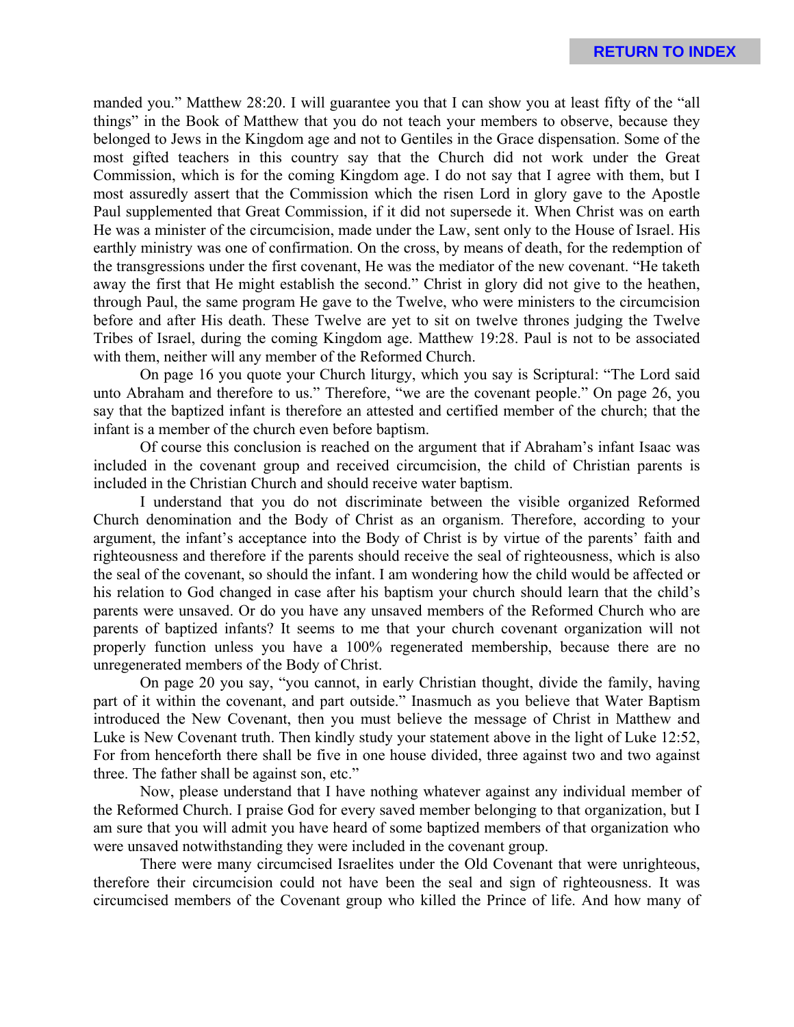manded you." Matthew 28:20. I will guarantee you that I can show you at least fifty of the "all things" in the Book of Matthew that you do not teach your members to observe, because they belonged to Jews in the Kingdom age and not to Gentiles in the Grace dispensation. Some of the most gifted teachers in this country say that the Church did not work under the Great Commission, which is for the coming Kingdom age. I do not say that I agree with them, but I most assuredly assert that the Commission which the risen Lord in glory gave to the Apostle Paul supplemented that Great Commission, if it did not supersede it. When Christ was on earth He was a minister of the circumcision, made under the Law, sent only to the House of Israel. His earthly ministry was one of confirmation. On the cross, by means of death, for the redemption of the transgressions under the first covenant, He was the mediator of the new covenant. "He taketh away the first that He might establish the second." Christ in glory did not give to the heathen, through Paul, the same program He gave to the Twelve, who were ministers to the circumcision before and after His death. These Twelve are yet to sit on twelve thrones judging the Twelve Tribes of Israel, during the coming Kingdom age. Matthew 19:28. Paul is not to be associated with them, neither will any member of the Reformed Church.

On page 16 you quote your Church liturgy, which you say is Scriptural: "The Lord said unto Abraham and therefore to us." Therefore, "we are the covenant people." On page 26, you say that the baptized infant is therefore an attested and certified member of the church; that the infant is a member of the church even before baptism.

Of course this conclusion is reached on the argument that if Abraham's infant Isaac was included in the covenant group and received circumcision, the child of Christian parents is included in the Christian Church and should receive water baptism.

I understand that you do not discriminate between the visible organized Reformed Church denomination and the Body of Christ as an organism. Therefore, according to your argument, the infant's acceptance into the Body of Christ is by virtue of the parents' faith and righteousness and therefore if the parents should receive the seal of righteousness, which is also the seal of the covenant, so should the infant. I am wondering how the child would be affected or his relation to God changed in case after his baptism your church should learn that the child's parents were unsaved. Or do you have any unsaved members of the Reformed Church who are parents of baptized infants? It seems to me that your church covenant organization will not properly function unless you have a 100% regenerated membership, because there are no unregenerated members of the Body of Christ.

On page 20 you say, "you cannot, in early Christian thought, divide the family, having part of it within the covenant, and part outside." Inasmuch as you believe that Water Baptism introduced the New Covenant, then you must believe the message of Christ in Matthew and Luke is New Covenant truth. Then kindly study your statement above in the light of Luke 12:52, For from henceforth there shall be five in one house divided, three against two and two against three. The father shall be against son, etc."

Now, please understand that I have nothing whatever against any individual member of the Reformed Church. I praise God for every saved member belonging to that organization, but I am sure that you will admit you have heard of some baptized members of that organization who were unsaved notwithstanding they were included in the covenant group.

There were many circumcised Israelites under the Old Covenant that were unrighteous, therefore their circumcision could not have been the seal and sign of righteousness. It was circumcised members of the Covenant group who killed the Prince of life. And how many of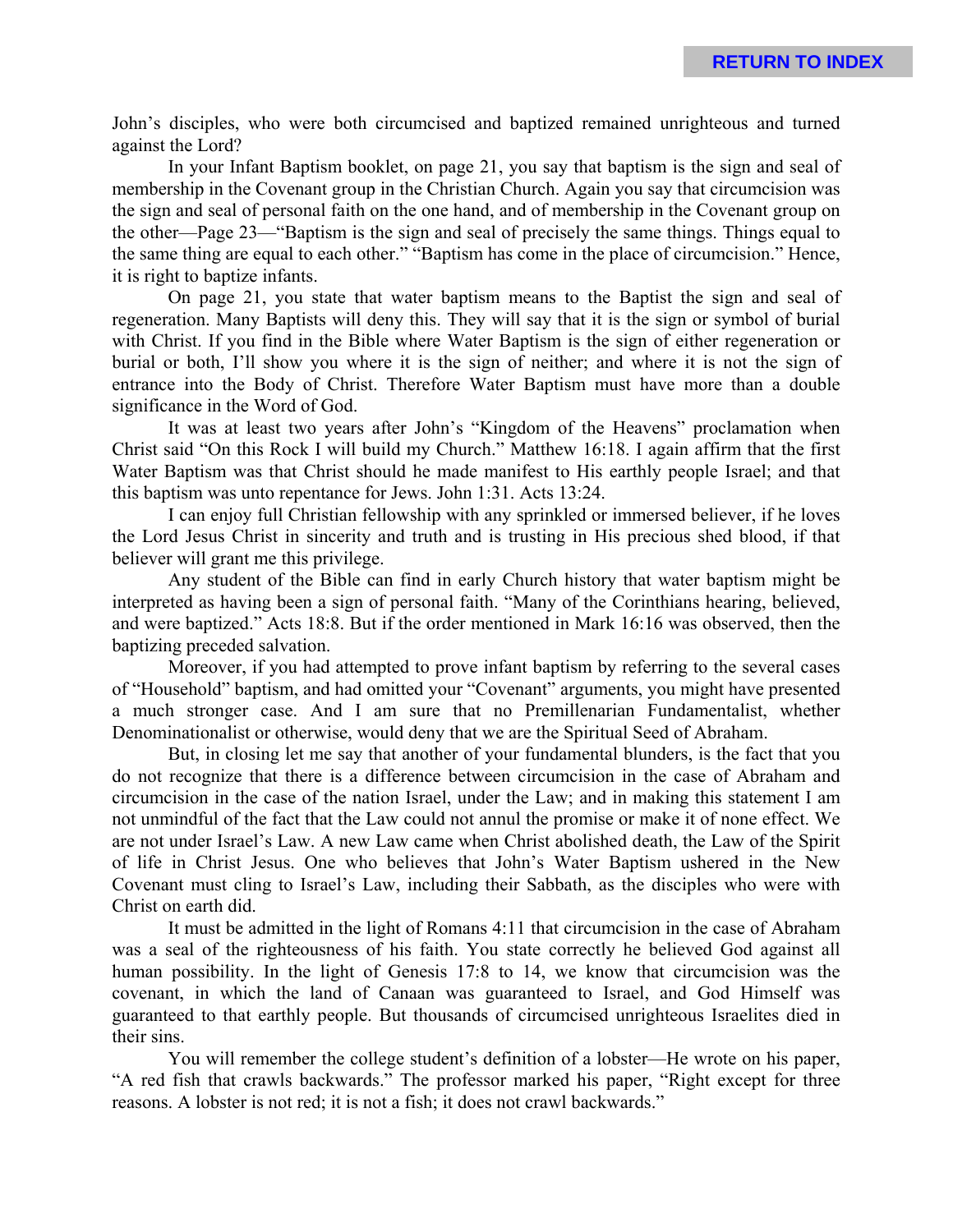John's disciples, who were both circumcised and baptized remained unrighteous and turned against the Lord?

In your Infant Baptism booklet, on page 21, you say that baptism is the sign and seal of membership in the Covenant group in the Christian Church. Again you say that circumcision was the sign and seal of personal faith on the one hand, and of membership in the Covenant group on the other—Page 23—"Baptism is the sign and seal of precisely the same things. Things equal to the same thing are equal to each other." "Baptism has come in the place of circumcision." Hence, it is right to baptize infants.

On page 21, you state that water baptism means to the Baptist the sign and seal of regeneration. Many Baptists will deny this. They will say that it is the sign or symbol of burial with Christ. If you find in the Bible where Water Baptism is the sign of either regeneration or burial or both, I'll show you where it is the sign of neither; and where it is not the sign of entrance into the Body of Christ. Therefore Water Baptism must have more than a double significance in the Word of God.

It was at least two years after John's "Kingdom of the Heavens" proclamation when Christ said "On this Rock I will build my Church." Matthew 16:18. I again affirm that the first Water Baptism was that Christ should he made manifest to His earthly people Israel; and that this baptism was unto repentance for Jews. John 1:31. Acts 13:24.

I can enjoy full Christian fellowship with any sprinkled or immersed believer, if he loves the Lord Jesus Christ in sincerity and truth and is trusting in His precious shed blood, if that believer will grant me this privilege.

Any student of the Bible can find in early Church history that water baptism might be interpreted as having been a sign of personal faith. "Many of the Corinthians hearing, believed, and were baptized." Acts 18:8. But if the order mentioned in Mark 16:16 was observed, then the baptizing preceded salvation.

Moreover, if you had attempted to prove infant baptism by referring to the several cases of "Household" baptism, and had omitted your "Covenant" arguments, you might have presented a much stronger case. And I am sure that no Premillenarian Fundamentalist, whether Denominationalist or otherwise, would deny that we are the Spiritual Seed of Abraham.

But, in closing let me say that another of your fundamental blunders, is the fact that you do not recognize that there is a difference between circumcision in the case of Abraham and circumcision in the case of the nation Israel, under the Law; and in making this statement I am not unmindful of the fact that the Law could not annul the promise or make it of none effect. We are not under Israel's Law. A new Law came when Christ abolished death, the Law of the Spirit of life in Christ Jesus. One who believes that John's Water Baptism ushered in the New Covenant must cling to Israel's Law, including their Sabbath, as the disciples who were with Christ on earth did.

It must be admitted in the light of Romans 4:11 that circumcision in the case of Abraham was a seal of the righteousness of his faith. You state correctly he believed God against all human possibility. In the light of Genesis 17:8 to 14, we know that circumcision was the covenant, in which the land of Canaan was guaranteed to Israel, and God Himself was guaranteed to that earthly people. But thousands of circumcised unrighteous Israelites died in their sins.

You will remember the college student's definition of a lobster—He wrote on his paper, "A red fish that crawls backwards." The professor marked his paper, "Right except for three reasons. A lobster is not red; it is not a fish; it does not crawl backwards."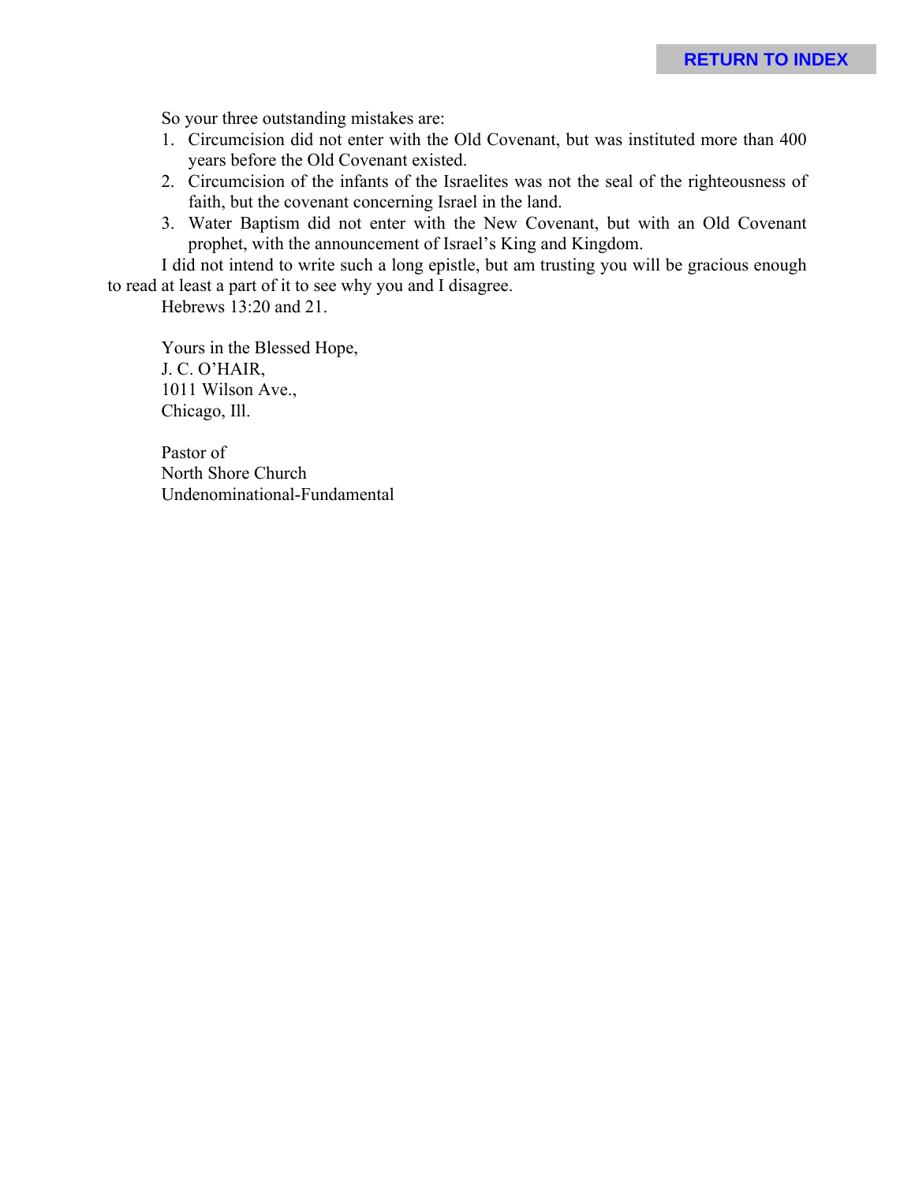So your three outstanding mistakes are:

1. Circumcision did not enter with the Old Covenant, but was instituted more than 400 years before the Old Covenant existed.
2. Circumcision of the infants of the Israelites was not the seal of the righteousness of faith, but the covenant concerning Israel in the land.
3. Water Baptism did not enter with the New Covenant, but with an Old Covenant prophet, with the announcement of Israel's King and Kingdom.

I did not intend to write such a long epistle, but am trusting you will be gracious enough to read at least a part of it to see why you and I disagree.

Hebrews 13:20 and 21.

Yours in the Blessed Hope,
J. C. O'HAIR,
1011 Wilson Ave.,
Chicago, Ill.

Pastor of
North Shore Church
Undenominational-Fundamental